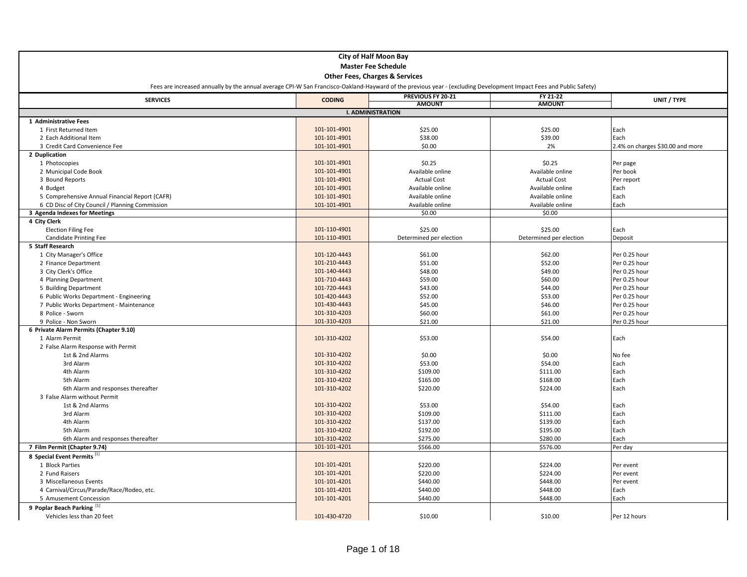**City of Half Moon Bay**

**Master Fee Schedule**

**Other Fees, Charges & Services**

Fees are increased annually by the annual average CPI-W San Francisco-Oakland-Hayward of the previous year - (excluding Development Impact Fees and Public Safety)

| SERVICES | CODING | PREVIOUS FY 20-21 AMOUNT | FY 21-22 AMOUNT | UNIT / TYPE |
|---|---|---|---|---|
| **I. ADMINISTRATION** | | | | |
| **1 Administrative Fees** | | | | |
| 1 First Returned Item | 101-101-4901 | $25.00 | $25.00 | Each |
| 2 Each Additional Item | 101-101-4901 | $38.00 | $39.00 | Each |
| 3 Credit Card Convenience Fee | 101-101-4901 | $0.00 | 2% | 2.4% on charges $30.00 and more |
| **2 Duplication** | | | | |
| 1 Photocopies | 101-101-4901 | $0.25 | $0.25 | Per page |
| 2 Municipal Code Book | 101-101-4901 | Available online | Available online | Per book |
| 3 Bound Reports | 101-101-4901 | Actual Cost | Actual Cost | Per report |
| 4 Budget | 101-101-4901 | Available online | Available online | Each |
| 5 Comprehensive Annual Financial Report (CAFR) | 101-101-4901 | Available online | Available online | Each |
| 6 CD Disc of City Council / Planning Commission | 101-101-4901 | Available online | Available online | Each |
| **3 Agenda Indexes for Meetings** | | $0.00 | $0.00 | |
| **4 City Clerk** | | | | |
| Election Filing Fee | 101-110-4901 | $25.00 | $25.00 | Each |
| Candidate Printing Fee | 101-110-4901 | Determined per election | Determined per election | Deposit |
| **5 Staff Research** | | | | |
| 1 City Manager's Office | 101-120-4443 | $61.00 | $62.00 | Per 0.25 hour |
| 2 Finance Department | 101-210-4443 | $51.00 | $52.00 | Per 0.25 hour |
| 3 City Clerk's Office | 101-140-4443 | $48.00 | $49.00 | Per 0.25 hour |
| 4 Planning Department | 101-710-4443 | $59.00 | $60.00 | Per 0.25 hour |
| 5 Building Department | 101-720-4443 | $43.00 | $44.00 | Per 0.25 hour |
| 6 Public Works Department - Engineering | 101-420-4443 | $52.00 | $53.00 | Per 0.25 hour |
| 7 Public Works Department - Maintenance | 101-430-4443 | $45.00 | $46.00 | Per 0.25 hour |
| 8 Police - Sworn | 101-310-4203 | $60.00 | $61.00 | Per 0.25 hour |
| 9 Police - Non Sworn | 101-310-4203 | $21.00 | $21.00 | Per 0.25 hour |
| **6 Private Alarm Permits (Chapter 9.10)** | | | | |
| 1 Alarm Permit | 101-310-4202 | $53.00 | $54.00 | Each |
| 2 False Alarm Response with Permit | | | | |
| 1st & 2nd Alarms | 101-310-4202 | $0.00 | $0.00 | No fee |
| 3rd Alarm | 101-310-4202 | $53.00 | $54.00 | Each |
| 4th Alarm | 101-310-4202 | $109.00 | $111.00 | Each |
| 5th Alarm | 101-310-4202 | $165.00 | $168.00 | Each |
| 6th Alarm and responses thereafter | 101-310-4202 | $220.00 | $224.00 | Each |
| 3 False Alarm without Permit | | | | |
| 1st & 2nd Alarms | 101-310-4202 | $53.00 | $54.00 | Each |
| 3rd Alarm | 101-310-4202 | $109.00 | $111.00 | Each |
| 4th Alarm | 101-310-4202 | $137.00 | $139.00 | Each |
| 5th Alarm | 101-310-4202 | $192.00 | $195.00 | Each |
| 6th Alarm and responses thereafter | 101-310-4202 | $275.00 | $280.00 | Each |
| **7 Film Permit (Chapter 9.74)** | 101-101-4201 | $566.00 | $576.00 | Per day |
| **8 Special Event Permits** [1] | | | | |
| 1 Block Parties | 101-101-4201 | $220.00 | $224.00 | Per event |
| 2 Fund Raisers | 101-101-4201 | $220.00 | $224.00 | Per event |
| 3 Miscellaneous Events | 101-101-4201 | $440.00 | $448.00 | Per event |
| 4 Carnival/Circus/Parade/Race/Rodeo, etc. | 101-101-4201 | $440.00 | $448.00 | Each |
| 5 Amusement Concession | 101-101-4201 | $440.00 | $448.00 | Each |
| **9 Poplar Beach Parking** [1] | | | | |
| Vehicles less than 20 feet | 101-430-4720 | $10.00 | $10.00 | Per 12 hours |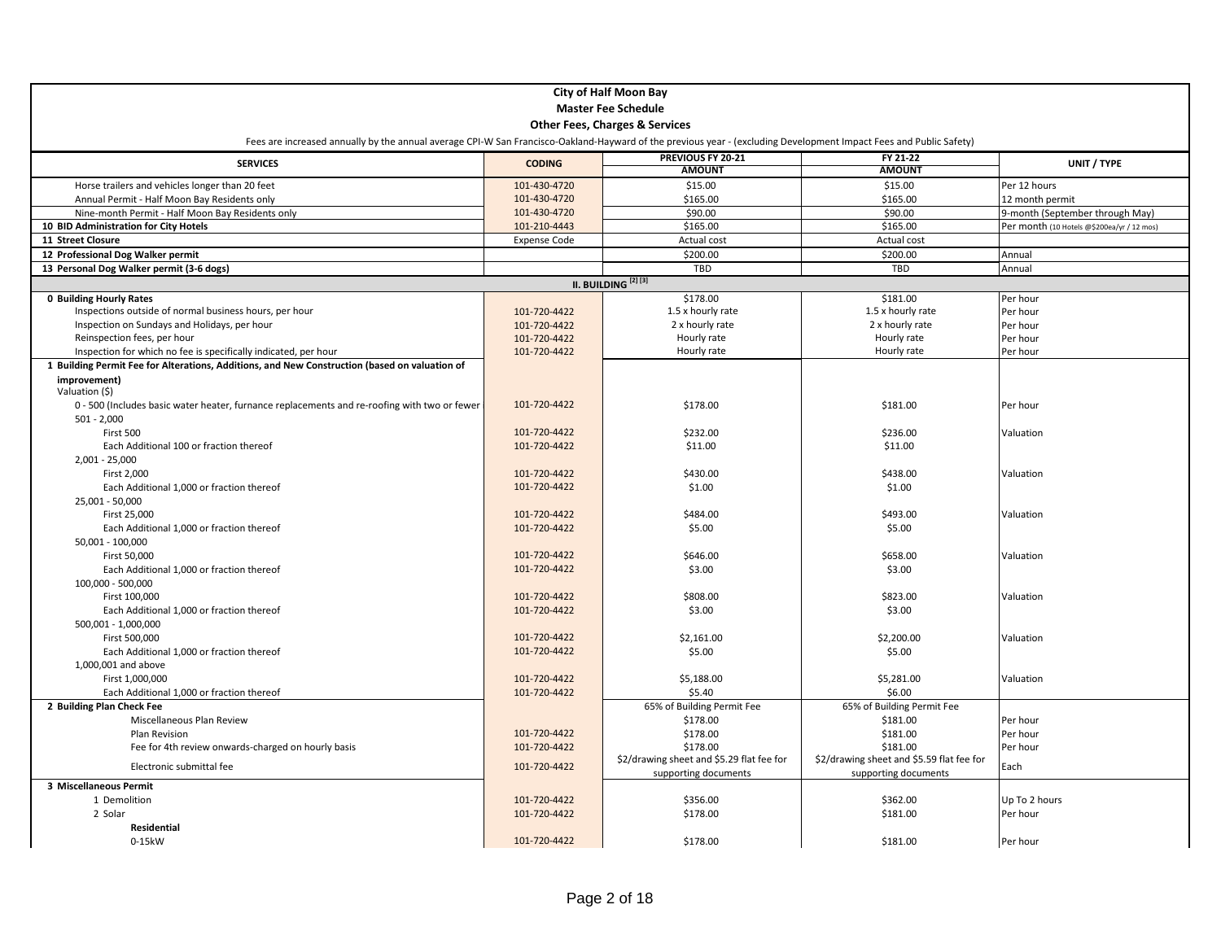# City of Half Moon Bay

## Master Fee Schedule

### Other Fees, Charges & Services

Fees are increased annually by the annual average CPI-W San Francisco-Oakland-Hayward of the previous year - (excluding Development Impact Fees and Public Safety)

| SERVICES | CODING | PREVIOUS FY 20-21 AMOUNT | FY 21-22 AMOUNT | UNIT / TYPE |
|---|---|---|---|---|
| Horse trailers and vehicles longer than 20 feet | 101-430-4720 | $15.00 | $15.00 | Per 12 hours |
| Annual Permit - Half Moon Bay Residents only | 101-430-4720 | $165.00 | $165.00 | 12 month permit |
| Nine-month Permit - Half Moon Bay Residents only | 101-430-4720 | $90.00 | $90.00 | 9-month (September through May) |
| **10 BID Administration for City Hotels** | 101-210-4443 | $165.00 | $165.00 | Per month (10 Hotels @$200ea/yr / 12 mos) |
| **11 Street Closure** | Expense Code | Actual cost | Actual cost | |
| **12 Professional Dog Walker permit** | | $200.00 | $200.00 | Annual |
| **13 Personal Dog Walker permit (3-6 dogs)** | | TBD | TBD | Annual |
| | | **II. BUILDING [2] [3]** | | |
| **0 Building Hourly Rates** | | $178.00 | $181.00 | Per hour |
| Inspections outside of normal business hours, per hour | 101-720-4422 | 1.5 x hourly rate | 1.5 x hourly rate | Per hour |
| Inspection on Sundays and Holidays, per hour | 101-720-4422 | 2 x hourly rate | 2 x hourly rate | Per hour |
| Reinspection fees, per hour | 101-720-4422 | Hourly rate | Hourly rate | Per hour |
| Inspection for which no fee is specifically indicated, per hour | 101-720-4422 | Hourly rate | Hourly rate | Per hour |
| **1 Building Permit Fee for Alterations, Additions, and New Construction (based on valuation of improvement)** | | | | |
| Valuation ($) | | | | |
| 0 - 500 (Includes basic water heater, furnace replacements and re-roofing with two or fewer | 101-720-4422 | $178.00 | $181.00 | Per hour |
| 501 - 2,000 | | | | |
| First 500 | 101-720-4422 | $232.00 | $236.00 | Valuation |
| Each Additional 100 or fraction thereof | 101-720-4422 | $11.00 | $11.00 | |
| 2,001 - 25,000 | | | | |
| First 2,000 | 101-720-4422 | $430.00 | $438.00 | Valuation |
| Each Additional 1,000 or fraction thereof | 101-720-4422 | $1.00 | $1.00 | |
| 25,001 - 50,000 | | | | |
| First 25,000 | 101-720-4422 | $484.00 | $493.00 | Valuation |
| Each Additional 1,000 or fraction thereof | 101-720-4422 | $5.00 | $5.00 | |
| 50,001 - 100,000 | | | | |
| First 50,000 | 101-720-4422 | $646.00 | $658.00 | Valuation |
| Each Additional 1,000 or fraction thereof | 101-720-4422 | $3.00 | $3.00 | |
| 100,000 - 500,000 | | | | |
| First 100,000 | 101-720-4422 | $808.00 | $823.00 | Valuation |
| Each Additional 1,000 or fraction thereof | 101-720-4422 | $3.00 | $3.00 | |
| 500,001 - 1,000,000 | | | | |
| First 500,000 | 101-720-4422 | $2,161.00 | $2,200.00 | Valuation |
| Each Additional 1,000 or fraction thereof | 101-720-4422 | $5.00 | $5.00 | |
| 1,000,001 and above | | | | |
| First 1,000,000 | 101-720-4422 | $5,188.00 | $5,281.00 | Valuation |
| Each Additional 1,000 or fraction thereof | 101-720-4422 | $5.40 | $6.00 | |
| **2 Building Plan Check Fee** | | 65% of Building Permit Fee | 65% of Building Permit Fee | |
| Miscellaneous Plan Review | | $178.00 | $181.00 | Per hour |
| Plan Revision | 101-720-4422 | $178.00 | $181.00 | Per hour |
| Fee for 4th review onwards-charged on hourly basis | 101-720-4422 | $178.00 | $181.00 | Per hour |
| Electronic submittal fee | 101-720-4422 | $2/drawing sheet and $5.29 flat fee for supporting documents | $2/drawing sheet and $5.59 flat fee for supporting documents | Each |
| **3 Miscellaneous Permit** | | | | |
| 1 Demolition | 101-720-4422 | $356.00 | $362.00 | Up To 2 hours |
| 2 Solar | 101-720-4422 | $178.00 | $181.00 | Per hour |
| **Residential** | | | | |
| 0-15kW | 101-720-4422 | $178.00 | $181.00 | Per hour |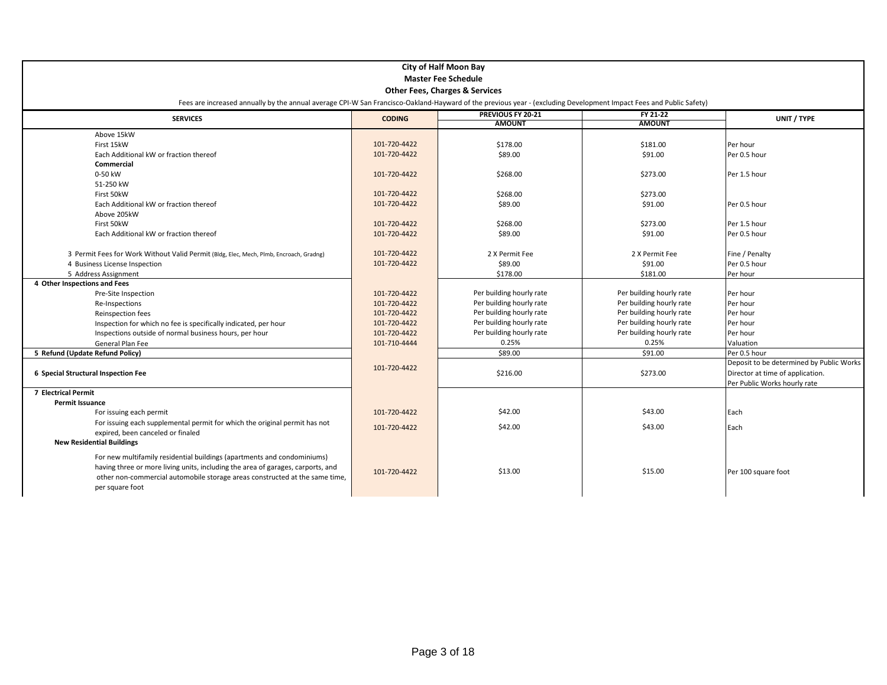# City of Half Moon Bay

## Master Fee Schedule

### Other Fees, Charges & Services

Fees are increased annually by the annual average CPI-W San Francisco-Oakland-Hayward of the previous year - (excluding Development Impact Fees and Public Safety)

| SERVICES | CODING | PREVIOUS FY 20-21 AMOUNT | FY 21-22 AMOUNT | UNIT / TYPE |
|---|---|---|---|---|
| Above 15kW | | | | |
| First 15kW | 101-720-4422 | $178.00 | $181.00 | Per hour |
| Each Additional kW or fraction thereof | 101-720-4422 | $89.00 | $91.00 | Per 0.5 hour |
| **Commercial** | | | | |
| 0-50 kW | 101-720-4422 | $268.00 | $273.00 | Per 1.5 hour |
| 51-250 kW | | | | |
| First 50kW | 101-720-4422 | $268.00 | $273.00 | |
| Each Additional kW or fraction thereof | 101-720-4422 | $89.00 | $91.00 | Per 0.5 hour |
| Above 205kW | | | | |
| First 50kW | 101-720-4422 | $268.00 | $273.00 | Per 1.5 hour |
| Each Additional kW or fraction thereof | 101-720-4422 | $89.00 | $91.00 | Per 0.5 hour |
| 3 Permit Fees for Work Without Valid Permit (Bldg, Elec, Mech, Plmb, Encroach, Gradng) | 101-720-4422 | 2 X Permit Fee | 2 X Permit Fee | Fine / Penalty |
| 4 Business License Inspection | 101-720-4422 | $89.00 | $91.00 | Per 0.5 hour |
| 5 Address Assignment | | $178.00 | $181.00 | Per hour |
| **4 Other Inspections and Fees** | | | | |
| Pre-Site Inspection | 101-720-4422 | Per building hourly rate | Per building hourly rate | Per hour |
| Re-Inspections | 101-720-4422 | Per building hourly rate | Per building hourly rate | Per hour |
| Reinspection fees | 101-720-4422 | Per building hourly rate | Per building hourly rate | Per hour |
| Inspection for which no fee is specifically indicated, per hour | 101-720-4422 | Per building hourly rate | Per building hourly rate | Per hour |
| Inspections outside of normal business hours, per hour | 101-720-4422 | Per building hourly rate | Per building hourly rate | Per hour |
| General Plan Fee | 101-710-4444 | 0.25% | 0.25% | Valuation |
| **5 Refund (Update Refund Policy)** | | $89.00 | $91.00 | Per 0.5 hour |
| **6 Special Structural Inspection Fee** | 101-720-4422 | $216.00 | $273.00 | Deposit to be determined by Public Works Director at time of application. Per Public Works hourly rate |
| **7 Electrical Permit** | | | | |
| **Permit Issuance** | | | | |
| For issuing each permit | 101-720-4422 | $42.00 | $43.00 | Each |
| For issuing each supplemental permit for which the original permit has not expired, been canceled or finaled | 101-720-4422 | $42.00 | $43.00 | Each |
| **New Residential Buildings** | | | | |
| For new multifamily residential buildings (apartments and condominiums) having three or more living units, including the area of garages, carports, and other non-commercial automobile storage areas constructed at the same time, per square foot | 101-720-4422 | $13.00 | $15.00 | Per 100 square foot |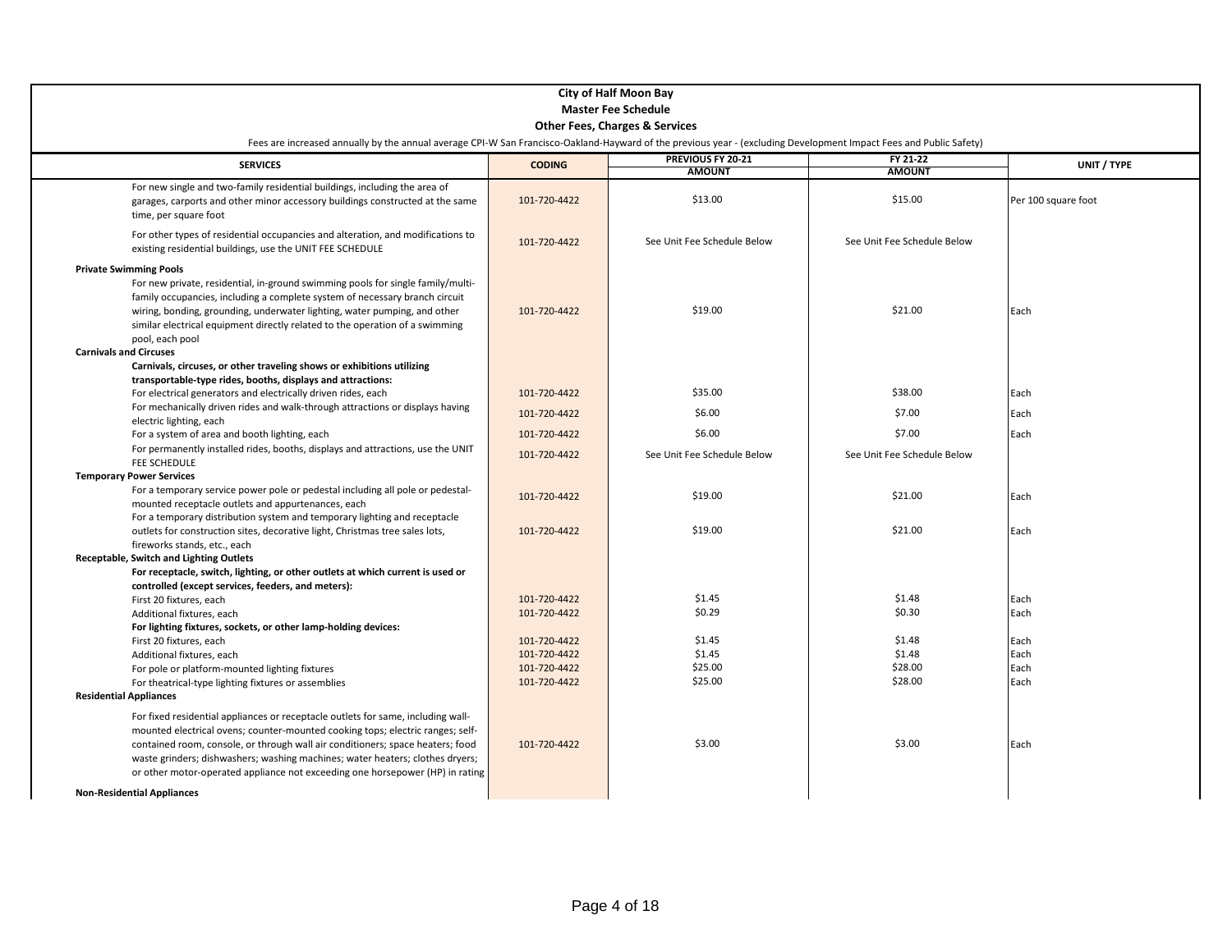**City of Half Moon Bay**
**Master Fee Schedule**
**Other Fees, Charges & Services**

Fees are increased annually by the annual average CPI-W San Francisco-Oakland-Hayward of the previous year - (excluding Development Impact Fees and Public Safety)

| SERVICES | CODING | PREVIOUS FY 20-21 AMOUNT | FY 21-22 AMOUNT | UNIT / TYPE |
|---|---|---|---|---|
| For new single and two-family residential buildings, including the area of garages, carports and other minor accessory buildings constructed at the same time, per square foot | 101-720-4422 | $13.00 | $15.00 | Per 100 square foot |
| For other types of residential occupancies and alteration, and modifications to existing residential buildings, use the UNIT FEE SCHEDULE | 101-720-4422 | See Unit Fee Schedule Below | See Unit Fee Schedule Below | |
| **Private Swimming Pools** | | | | |
| For new private, residential, in-ground swimming pools for single family/multi-family occupancies, including a complete system of necessary branch circuit wiring, bonding, grounding, underwater lighting, water pumping, and other similar electrical equipment directly related to the operation of a swimming pool, each pool | 101-720-4422 | $19.00 | $21.00 | Each |
| **Carnivals and Circuses** | | | | |
| **Carnivals, circuses, or other traveling shows or exhibitions utilizing transportable-type rides, booths, displays and attractions:** | | | | |
| For electrical generators and electrically driven rides, each | 101-720-4422 | $35.00 | $38.00 | Each |
| For mechanically driven rides and walk-through attractions or displays having electric lighting, each | 101-720-4422 | $6.00 | $7.00 | Each |
| For a system of area and booth lighting, each | 101-720-4422 | $6.00 | $7.00 | Each |
| For permanently installed rides, booths, displays and attractions, use the UNIT FEE SCHEDULE | 101-720-4422 | See Unit Fee Schedule Below | See Unit Fee Schedule Below | |
| **Temporary Power Services** | | | | |
| For a temporary service power pole or pedestal including all pole or pedestal-mounted receptacle outlets and appurtenances, each | 101-720-4422 | $19.00 | $21.00 | Each |
| For a temporary distribution system and temporary lighting and receptacle outlets for construction sites, decorative light, Christmas tree sales lots, fireworks stands, etc., each | 101-720-4422 | $19.00 | $21.00 | Each |
| **Receptable, Switch and Lighting Outlets** | | | | |
| **For receptacle, switch, lighting, or other outlets at which current is used or controlled (except services, feeders, and meters):** | | | | |
| First 20 fixtures, each | 101-720-4422 | $1.45 | $1.48 | Each |
| Additional fixtures, each | 101-720-4422 | $0.29 | $0.30 | Each |
| **For lighting fixtures, sockets, or other lamp-holding devices:** | | | | |
| First 20 fixtures, each | 101-720-4422 | $1.45 | $1.48 | Each |
| Additional fixtures, each | 101-720-4422 | $1.45 | $1.48 | Each |
| For pole or platform-mounted lighting fixtures | 101-720-4422 | $25.00 | $28.00 | Each |
| For theatrical-type lighting fixtures or assemblies | 101-720-4422 | $25.00 | $28.00 | Each |
| **Residential Appliances** | | | | |
| For fixed residential appliances or receptacle outlets for same, including wall-mounted electrical ovens; counter-mounted cooking tops; electric ranges; self-contained room, console, or through wall air conditioners; space heaters; food waste grinders; dishwashers; washing machines; water heaters; clothes dryers; or other motor-operated appliance not exceeding one horsepower (HP) in rating | 101-720-4422 | $3.00 | $3.00 | Each |
| **Non-Residential Appliances** | | | | |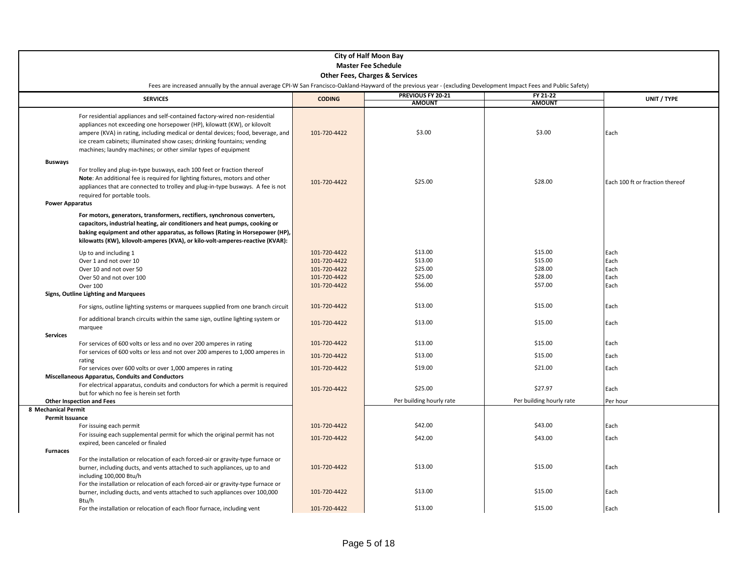**City of Half Moon Bay**
**Master Fee Schedule**
**Other Fees, Charges & Services**

Fees are increased annually by the annual average CPI-W San Francisco-Oakland-Hayward of the previous year - (excluding Development Impact Fees and Public Safety)

| SERVICES | CODING | PREVIOUS FY 20-21 AMOUNT | FY 21-22 AMOUNT | UNIT / TYPE |
|---|---|---|---|---|
| For residential appliances and self-contained factory-wired non-residential appliances not exceeding one horsepower (HP), kilowatt (KW), or kilovolt ampere (KVA) in rating, including medical or dental devices; food, beverage, and ice cream cabinets; illuminated show cases; drinking fountains; vending machines; laundry machines; or other similar types of equipment | 101-720-4422 | $3.00 | $3.00 | Each |
| **Busways** | | | | |
| For trolley and plug-in-type busways, each 100 feet or fraction thereof **Note**: An additional fee is required for lighting fixtures, motors and other appliances that are connected to trolley and plug-in-type busways. A fee is not required for portable tools. | 101-720-4422 | $25.00 | $28.00 | Each 100 ft or fraction thereof |
| **Power Apparatus** | | | | |
| **For motors, generators, transformers, rectifiers, synchronous converters, capacitors, industrial heating, air conditioners and heat pumps, cooking or baking equipment and other apparatus, as follows (Rating in Horsepower (HP), kilowatts (KW), kilovolt-amperes (KVA), or kilo-volt-amperes-reactive (KVAR):** | | | | |
| Up to and including 1 | 101-720-4422 | $13.00 | $15.00 | Each |
| Over 1 and not over 10 | 101-720-4422 | $13.00 | $15.00 | Each |
| Over 10 and not over 50 | 101-720-4422 | $25.00 | $28.00 | Each |
| Over 50 and not over 100 | 101-720-4422 | $25.00 | $28.00 | Each |
| Over 100 | 101-720-4422 | $56.00 | $57.00 | Each |
| **Signs, Outline Lighting and Marquees** | | | | |
| For signs, outline lighting systems or marquees supplied from one branch circuit | 101-720-4422 | $13.00 | $15.00 | Each |
| For additional branch circuits within the same sign, outline lighting system or marquee | 101-720-4422 | $13.00 | $15.00 | Each |
| **Services** | | | | |
| For services of 600 volts or less and no over 200 amperes in rating | 101-720-4422 | $13.00 | $15.00 | Each |
| For services of 600 volts or less and not over 200 amperes to 1,000 amperes in rating | 101-720-4422 | $13.00 | $15.00 | Each |
| For services over 600 volts or over 1,000 amperes in rating | 101-720-4422 | $19.00 | $21.00 | Each |
| **Miscellaneous Apparatus, Conduits and Conductors** | | | | |
| For electrical apparatus, conduits and conductors for which a permit is required but for which no fee is herein set forth | 101-720-4422 | $25.00 | $27.97 | Each |
| **Other Inspection and Fees** | | Per building hourly rate | Per building hourly rate | Per hour |
| **8 Mechanical Permit** | | | | |
| **Permit Issuance** | | | | |
| For issuing each permit | 101-720-4422 | $42.00 | $43.00 | Each |
| For issuing each supplemental permit for which the original permit has not expired, been canceled or finaled | 101-720-4422 | $42.00 | $43.00 | Each |
| **Furnaces** | | | | |
| For the installation or relocation of each forced-air or gravity-type furnace or burner, including ducts, and vents attached to such appliances, up to and including 100,000 Btu/h | 101-720-4422 | $13.00 | $15.00 | Each |
| For the installation or relocation of each forced-air or gravity-type furnace or burner, including ducts, and vents attached to such appliances over 100,000 Btu/h | 101-720-4422 | $13.00 | $15.00 | Each |
| For the installation or relocation of each floor furnace, including vent | 101-720-4422 | $13.00 | $15.00 | Each |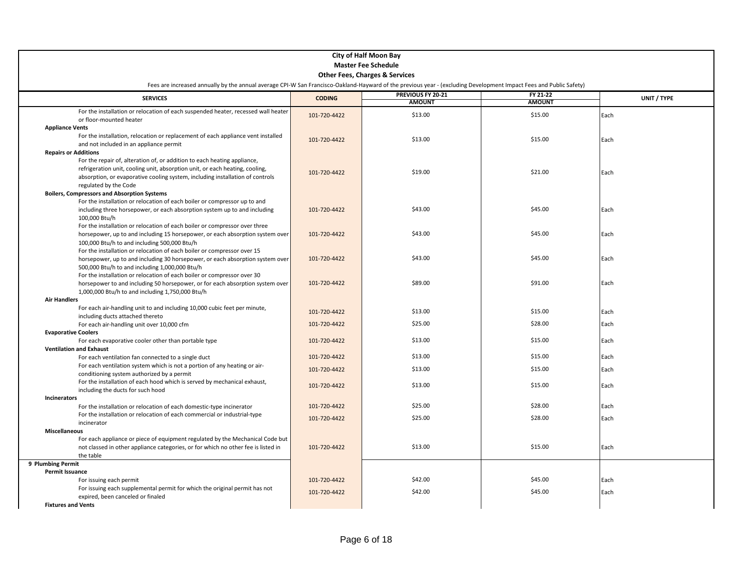**City of Half Moon Bay**
**Master Fee Schedule**
**Other Fees, Charges & Services**

Fees are increased annually by the annual average CPI-W San Francisco-Oakland-Hayward of the previous year - (excluding Development Impact Fees and Public Safety)

| SERVICES | CODING | PREVIOUS FY 20-21 AMOUNT | FY 21-22 AMOUNT | UNIT / TYPE |
|---|---|---|---|---|
| For the installation or relocation of each suspended heater, recessed wall heater or floor-mounted heater | 101-720-4422 | $13.00 | $15.00 | Each |
| **Appliance Vents** | | | | |
| For the installation, relocation or replacement of each appliance vent installed and not included in an appliance permit | 101-720-4422 | $13.00 | $15.00 | Each |
| **Repairs or Additions** | | | | |
| For the repair of, alteration of, or addition to each heating appliance, refrigeration unit, cooling unit, absorption unit, or each heating, cooling, absorption, or evaporative cooling system, including installation of controls regulated by the Code | 101-720-4422 | $19.00 | $21.00 | Each |
| **Boilers, Compressors and Absorption Systems** | | | | |
| For the installation or relocation of each boiler or compressor up to and including three horsepower, or each absorption system up to and including 100,000 Btu/h | 101-720-4422 | $43.00 | $45.00 | Each |
| For the installation or relocation of each boiler or compressor over three horsepower, up to and including 15 horsepower, or each absorption system over 100,000 Btu/h to and including 500,000 Btu/h | 101-720-4422 | $43.00 | $45.00 | Each |
| For the installation or relocation of each boiler or compressor over 15 horsepower, up to and including 30 horsepower, or each absorption system over 500,000 Btu/h to and including 1,000,000 Btu/h | 101-720-4422 | $43.00 | $45.00 | Each |
| For the installation or relocation of each boiler or compressor over 30 horsepower to and including 50 horsepower, or for each absorption system over 1,000,000 Btu/h to and including 1,750,000 Btu/h | 101-720-4422 | $89.00 | $91.00 | Each |
| **Air Handlers** | | | | |
| For each air-handling unit to and including 10,000 cubic feet per minute, including ducts attached thereto | 101-720-4422 | $13.00 | $15.00 | Each |
| For each air-handling unit over 10,000 cfm | 101-720-4422 | $25.00 | $28.00 | Each |
| **Evaporative Coolers** | | | | |
| For each evaporative cooler other than portable type | 101-720-4422 | $13.00 | $15.00 | Each |
| **Ventilation and Exhaust** | | | | |
| For each ventilation fan connected to a single duct | 101-720-4422 | $13.00 | $15.00 | Each |
| For each ventilation system which is not a portion of any heating or air-conditioning system authorized by a permit | 101-720-4422 | $13.00 | $15.00 | Each |
| For the installation of each hood which is served by mechanical exhaust, including the ducts for such hood | 101-720-4422 | $13.00 | $15.00 | Each |
| **Incinerators** | | | | |
| For the installation or relocation of each domestic-type incinerator | 101-720-4422 | $25.00 | $28.00 | Each |
| For the installation or relocation of each commercial or industrial-type incinerator | 101-720-4422 | $25.00 | $28.00 | Each |
| **Miscellaneous** | | | | |
| For each appliance or piece of equipment regulated by the Mechanical Code but not classed in other appliance categories, or for which no other fee is listed in the table | 101-720-4422 | $13.00 | $15.00 | Each |
| **9 Plumbing Permit** | | | | |
| **Permit Issuance** | | | | |
| For issuing each permit | 101-720-4422 | $42.00 | $45.00 | Each |
| For issuing each supplemental permit for which the original permit has not expired, been canceled or finaled | 101-720-4422 | $42.00 | $45.00 | Each |
| **Fixtures and Vents** | | | | |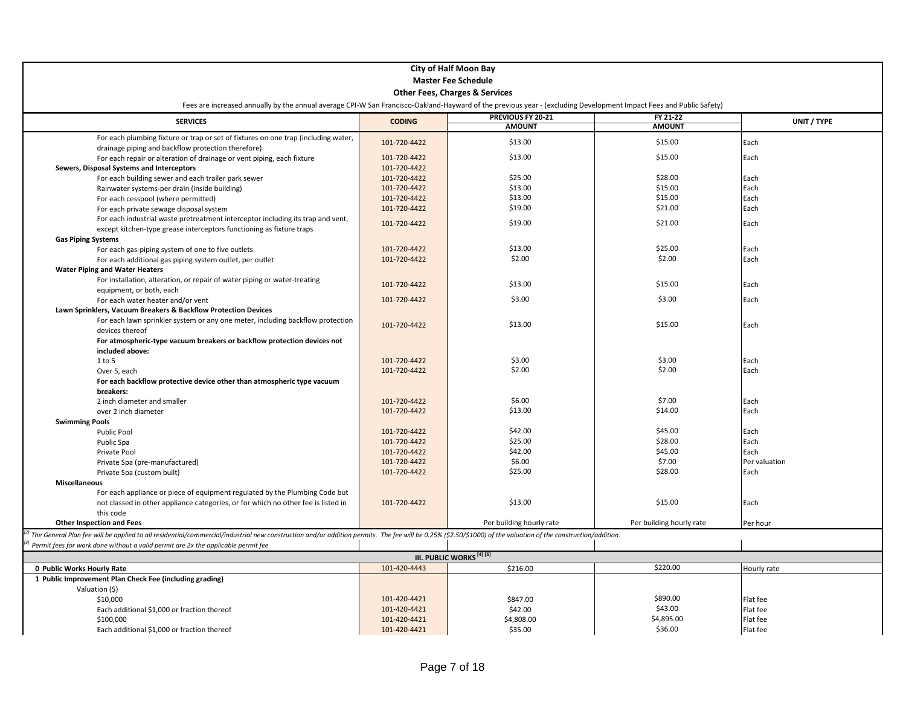# City of Half Moon Bay

## Master Fee Schedule

### Other Fees, Charges & Services

Fees are increased annually by the annual average CPI-W San Francisco-Oakland-Hayward of the previous year - (excluding Development Impact Fees and Public Safety)

| SERVICES | CODING | PREVIOUS FY 20-21 AMOUNT | FY 21-22 AMOUNT | UNIT / TYPE |
|---|---|---|---|---|
| For each plumbing fixture or trap or set of fixtures on one trap (including water, drainage piping and backflow protection therefore) | 101-720-4422 | $13.00 | $15.00 | Each |
| For each repair or alteration of drainage or vent piping, each fixture | 101-720-4422 | $13.00 | $15.00 | Each |
| **Sewers, Disposal Systems and Interceptors** | 101-720-4422 | | | |
| For each building sewer and each trailer park sewer | 101-720-4422 | $25.00 | $28.00 | Each |
| Rainwater systems-per drain (inside building) | 101-720-4422 | $13.00 | $15.00 | Each |
| For each cesspool (where permitted) | 101-720-4422 | $13.00 | $15.00 | Each |
| For each private sewage disposal system | 101-720-4422 | $19.00 | $21.00 | Each |
| For each industrial waste pretreatment interceptor including its trap and vent, except kitchen-type grease interceptors functioning as fixture traps | 101-720-4422 | $19.00 | $21.00 | Each |
| **Gas Piping Systems** | | | | |
| For each gas-piping system of one to five outlets | 101-720-4422 | $13.00 | $25.00 | Each |
| For each additional gas piping system outlet, per outlet | 101-720-4422 | $2.00 | $2.00 | Each |
| **Water Piping and Water Heaters** | | | | |
| For installation, alteration, or repair of water piping or water-treating equipment, or both, each | 101-720-4422 | $13.00 | $15.00 | Each |
| For each water heater and/or vent | 101-720-4422 | $3.00 | $3.00 | Each |
| **Lawn Sprinklers, Vacuum Breakers & Backflow Protection Devices** | | | | |
| For each lawn sprinkler system or any one meter, including backflow protection devices thereof | 101-720-4422 | $13.00 | $15.00 | Each |
| **For atmospheric-type vacuum breakers or backflow protection devices not included above:** | | | | |
| 1 to 5 | 101-720-4422 | $3.00 | $3.00 | Each |
| Over 5, each | 101-720-4422 | $2.00 | $2.00 | Each |
| **For each backflow protective device other than atmospheric type vacuum breakers:** | | | | |
| 2 inch diameter and smaller | 101-720-4422 | $6.00 | $7.00 | Each |
| over 2 inch diameter | 101-720-4422 | $13.00 | $14.00 | Each |
| **Swimming Pools** | | | | |
| Public Pool | 101-720-4422 | $42.00 | $45.00 | Each |
| Public Spa | 101-720-4422 | $25.00 | $28.00 | Each |
| Private Pool | 101-720-4422 | $42.00 | $45.00 | Each |
| Private Spa (pre-manufactured) | 101-720-4422 | $6.00 | $7.00 | Per valuation |
| Private Spa (custom built) | 101-720-4422 | $25.00 | $28.00 | Each |
| **Miscellaneous** | | | | |
| For each appliance or piece of equipment regulated by the Plumbing Code but not classed in other appliance categories, or for which no other fee is listed in this code | 101-720-4422 | $13.00 | $15.00 | Each |
| **Other Inspection and Fees** | | Per building hourly rate | Per building hourly rate | Per hour |

*[2] The General Plan fee will be applied to all residential/commercial/industrial new construction and/or addition permits. The fee will be 0.25% ($2.50/$1000) of the valuation of the construction/addition.*

*[3] Permit fees for work done without a valid permit are 2x the applicable permit fee*

## III. PUBLIC WORKS [4] [5]

| SERVICES | CODING | PREVIOUS FY 20-21 AMOUNT | FY 21-22 AMOUNT | UNIT / TYPE |
|---|---|---|---|---|
| **0 Public Works Hourly Rate** | 101-420-4443 | $216.00 | $220.00 | Hourly rate |
| **1 Public Improvement Plan Check Fee (including grading)** | | | | |
| Valuation ($) | | | | |
| $10,000 | 101-420-4421 | $847.00 | $890.00 | Flat fee |
| Each additional $1,000 or fraction thereof | 101-420-4421 | $42.00 | $43.00 | Flat fee |
| $100,000 | 101-420-4421 | $4,808.00 | $4,895.00 | Flat fee |
| Each additional $1,000 or fraction thereof | 101-420-4421 | $35.00 | $36.00 | Flat fee |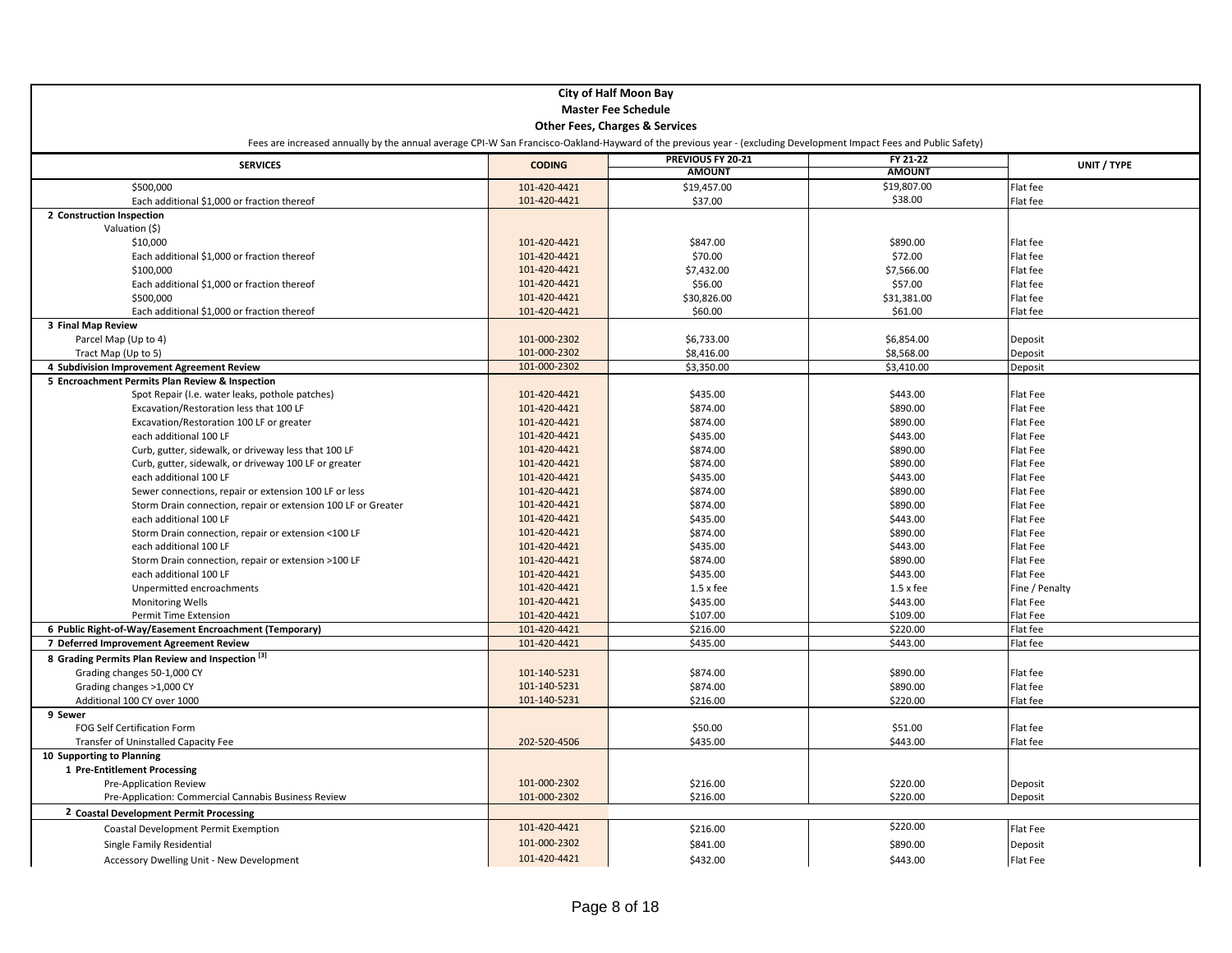**City of Half Moon Bay**

**Master Fee Schedule**

**Other Fees, Charges & Services**

Fees are increased annually by the annual average CPI-W San Francisco-Oakland-Hayward of the previous year - (excluding Development Impact Fees and Public Safety)

| SERVICES | CODING | PREVIOUS FY 20-21 AMOUNT | FY 21-22 AMOUNT | UNIT / TYPE |
|---|---|---|---|---|
| $500,000 | 101-420-4421 | $19,457.00 | $19,807.00 | Flat fee |
| Each additional $1,000 or fraction thereof | 101-420-4421 | $37.00 | $38.00 | Flat fee |
| **2 Construction Inspection** | | | | |
| Valuation ($) | | | | |
| $10,000 | 101-420-4421 | $847.00 | $890.00 | Flat fee |
| Each additional $1,000 or fraction thereof | 101-420-4421 | $70.00 | $72.00 | Flat fee |
| $100,000 | 101-420-4421 | $7,432.00 | $7,566.00 | Flat fee |
| Each additional $1,000 or fraction thereof | 101-420-4421 | $56.00 | $57.00 | Flat fee |
| $500,000 | 101-420-4421 | $30,826.00 | $31,381.00 | Flat fee |
| Each additional $1,000 or fraction thereof | 101-420-4421 | $60.00 | $61.00 | Flat fee |
| **3 Final Map Review** | | | | |
| Parcel Map (Up to 4) | 101-000-2302 | $6,733.00 | $6,854.00 | Deposit |
| Tract Map (Up to 5) | 101-000-2302 | $8,416.00 | $8,568.00 | Deposit |
| **4 Subdivision Improvement Agreement Review** | 101-000-2302 | $3,350.00 | $3,410.00 | Deposit |
| **5 Encroachment Permits Plan Review & Inspection** | | | | |
| Spot Repair (I.e. water leaks, pothole patches) | 101-420-4421 | $435.00 | $443.00 | Flat Fee |
| Excavation/Restoration less that 100 LF | 101-420-4421 | $874.00 | $890.00 | Flat Fee |
| Excavation/Restoration 100 LF or greater | 101-420-4421 | $874.00 | $890.00 | Flat Fee |
| each additional 100 LF | 101-420-4421 | $435.00 | $443.00 | Flat Fee |
| Curb, gutter, sidewalk, or driveway less that 100 LF | 101-420-4421 | $874.00 | $890.00 | Flat Fee |
| Curb, gutter, sidewalk, or driveway 100 LF or greater | 101-420-4421 | $874.00 | $890.00 | Flat Fee |
| each additional 100 LF | 101-420-4421 | $435.00 | $443.00 | Flat Fee |
| Sewer connections, repair or extension 100 LF or less | 101-420-4421 | $874.00 | $890.00 | Flat Fee |
| Storm Drain connection, repair or extension 100 LF or Greater | 101-420-4421 | $874.00 | $890.00 | Flat Fee |
| each additional 100 LF | 101-420-4421 | $435.00 | $443.00 | Flat Fee |
| Storm Drain connection, repair or extension <100 LF | 101-420-4421 | $874.00 | $890.00 | Flat Fee |
| each additional 100 LF | 101-420-4421 | $435.00 | $443.00 | Flat Fee |
| Storm Drain connection, repair or extension >100 LF | 101-420-4421 | $874.00 | $890.00 | Flat Fee |
| each additional 100 LF | 101-420-4421 | $435.00 | $443.00 | Flat Fee |
| Unpermitted encroachments | 101-420-4421 | 1.5 x fee | 1.5 x fee | Fine / Penalty |
| Monitoring Wells | 101-420-4421 | $435.00 | $443.00 | Flat Fee |
| Permit Time Extension | 101-420-4421 | $107.00 | $109.00 | Flat Fee |
| **6 Public Right-of-Way/Easement Encroachment (Temporary)** | 101-420-4421 | $216.00 | $220.00 | Flat fee |
| **7 Deferred Improvement Agreement Review** | 101-420-4421 | $435.00 | $443.00 | Flat fee |
| **8 Grading Permits Plan Review and Inspection [3]** | | | | |
| Grading changes 50-1,000 CY | 101-140-5231 | $874.00 | $890.00 | Flat fee |
| Grading changes >1,000 CY | 101-140-5231 | $874.00 | $890.00 | Flat fee |
| Additional 100 CY over 1000 | 101-140-5231 | $216.00 | $220.00 | Flat fee |
| **9 Sewer** | | | | |
| FOG Self Certification Form | | $50.00 | $51.00 | Flat fee |
| Transfer of Uninstalled Capacity Fee | 202-520-4506 | $435.00 | $443.00 | Flat fee |
| **10 Supporting to Planning** | | | | |
| **1 Pre-Entitlement Processing** | | | | |
| Pre-Application Review | 101-000-2302 | $216.00 | $220.00 | Deposit |
| Pre-Application: Commercial Cannabis Business Review | 101-000-2302 | $216.00 | $220.00 | Deposit |
| **2 Coastal Development Permit Processing** | | | | |
| Coastal Development Permit Exemption | 101-420-4421 | $216.00 | $220.00 | Flat Fee |
| Single Family Residential | 101-000-2302 | $841.00 | $890.00 | Deposit |
| Accessory Dwelling Unit - New Development | 101-420-4421 | $432.00 | $443.00 | Flat Fee |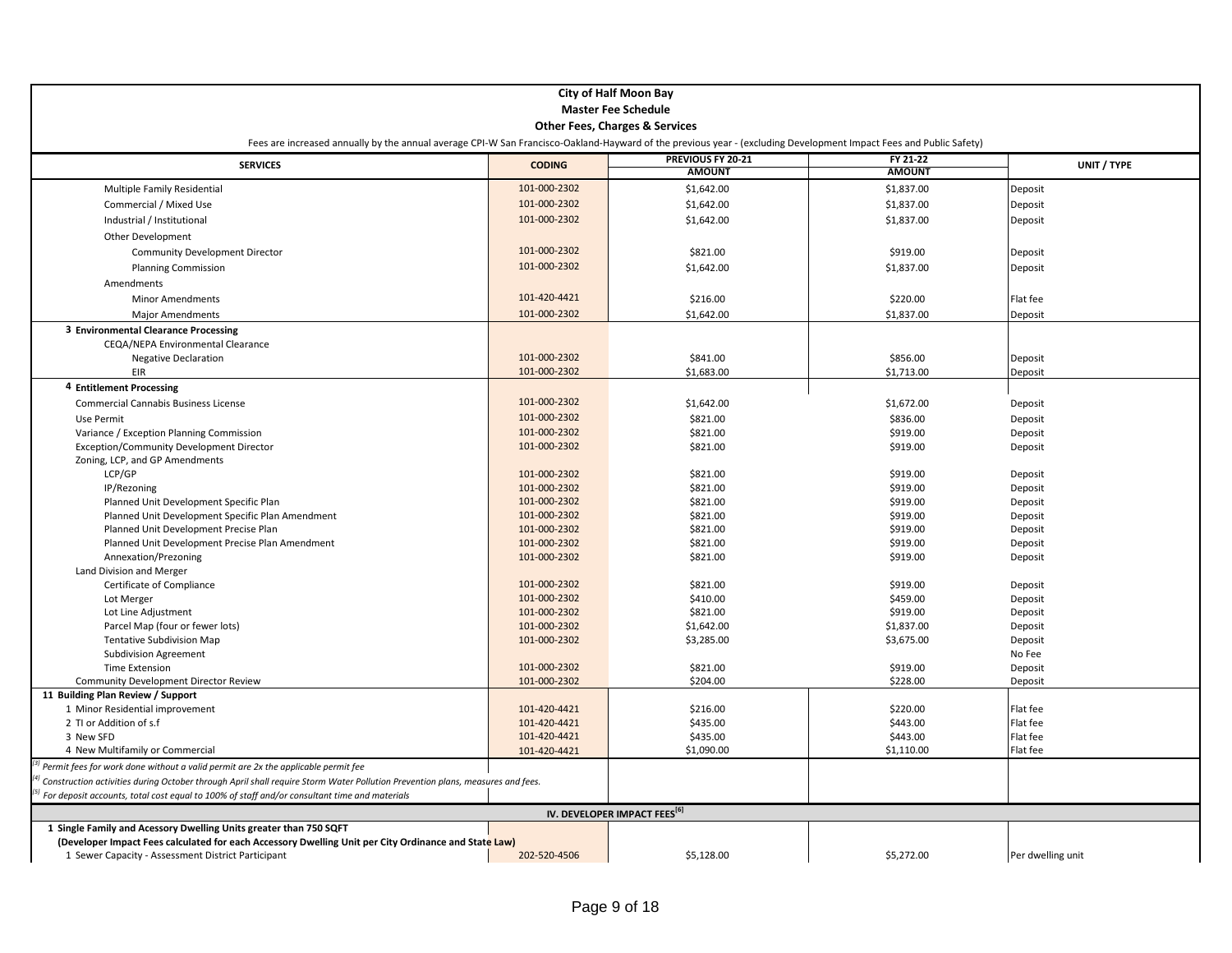**City of Half Moon Bay**
**Master Fee Schedule**
**Other Fees, Charges & Services**

Fees are increased annually by the annual average CPI-W San Francisco-Oakland-Hayward of the previous year - (excluding Development Impact Fees and Public Safety)

| SERVICES | CODING | PREVIOUS FY 20-21 AMOUNT | FY 21-22 AMOUNT | UNIT / TYPE |
|---|---|---|---|---|
| Multiple Family Residential | 101-000-2302 | $1,642.00 | $1,837.00 | Deposit |
| Commercial / Mixed Use | 101-000-2302 | $1,642.00 | $1,837.00 | Deposit |
| Industrial / Institutional | 101-000-2302 | $1,642.00 | $1,837.00 | Deposit |
| Other Development | | | | |
| Community Development Director | 101-000-2302 | $821.00 | $919.00 | Deposit |
| Planning Commission | 101-000-2302 | $1,642.00 | $1,837.00 | Deposit |
| Amendments | | | | |
| Minor Amendments | 101-420-4421 | $216.00 | $220.00 | Flat fee |
| Major Amendments | 101-000-2302 | $1,642.00 | $1,837.00 | Deposit |
| **3 Environmental Clearance Processing** | | | | |
| CEQA/NEPA Environmental Clearance | | | | |
| Negative Declaration | 101-000-2302 | $841.00 | $856.00 | Deposit |
| EIR | 101-000-2302 | $1,683.00 | $1,713.00 | Deposit |
| **4 Entitlement Processing** | | | | |
| Commercial Cannabis Business License | 101-000-2302 | $1,642.00 | $1,672.00 | Deposit |
| Use Permit | 101-000-2302 | $821.00 | $836.00 | Deposit |
| Variance / Exception Planning Commission | 101-000-2302 | $821.00 | $919.00 | Deposit |
| Exception/Community Development Director | 101-000-2302 | $821.00 | $919.00 | Deposit |
| Zoning, LCP, and GP Amendments | | | | |
| LCP/GP | 101-000-2302 | $821.00 | $919.00 | Deposit |
| IP/Rezoning | 101-000-2302 | $821.00 | $919.00 | Deposit |
| Planned Unit Development Specific Plan | 101-000-2302 | $821.00 | $919.00 | Deposit |
| Planned Unit Development Specific Plan Amendment | 101-000-2302 | $821.00 | $919.00 | Deposit |
| Planned Unit Development Precise Plan | 101-000-2302 | $821.00 | $919.00 | Deposit |
| Planned Unit Development Precise Plan Amendment | 101-000-2302 | $821.00 | $919.00 | Deposit |
| Annexation/Prezoning | 101-000-2302 | $821.00 | $919.00 | Deposit |
| Land Division and Merger | | | | |
| Certificate of Compliance | 101-000-2302 | $821.00 | $919.00 | Deposit |
| Lot Merger | 101-000-2302 | $410.00 | $459.00 | Deposit |
| Lot Line Adjustment | 101-000-2302 | $821.00 | $919.00 | Deposit |
| Parcel Map (four or fewer lots) | 101-000-2302 | $1,642.00 | $1,837.00 | Deposit |
| Tentative Subdivision Map | 101-000-2302 | $3,285.00 | $3,675.00 | Deposit |
| Subdivision Agreement | | | | No Fee |
| Time Extension | 101-000-2302 | $821.00 | $919.00 | Deposit |
| Community Development Director Review | 101-000-2302 | $204.00 | $228.00 | Deposit |
| **11 Building Plan Review / Support** | | | | |
| 1 Minor Residential improvement | 101-420-4421 | $216.00 | $220.00 | Flat fee |
| 2 TI or Addition of s.f | 101-420-4421 | $435.00 | $443.00 | Flat fee |
| 3 New SFD | 101-420-4421 | $435.00 | $443.00 | Flat fee |
| 4 New Multifamily or Commercial | 101-420-4421 | $1,090.00 | $1,110.00 | Flat fee |

*[3] Permit fees for work done without a valid permit are 2x the applicable permit fee*

*[4] Construction activities during October through April shall require Storm Water Pollution Prevention plans, measures and fees.*

*[5] For deposit accounts, total cost equal to 100% of staff and/or consultant time and materials*

**IV. DEVELOPER IMPACT FEES[6]**

| SERVICES | CODING | PREVIOUS FY 20-21 AMOUNT | FY 21-22 AMOUNT | UNIT / TYPE |
|---|---|---|---|---|
| **1 Single Family and Acessory Dwelling Units greater than 750 SQFT** | | | | |
| **(Developer Impact Fees calculated for each Accessory Dwelling Unit per City Ordinance and State Law)** | | | | |
| 1 Sewer Capacity - Assessment District Participant | 202-520-4506 | $5,128.00 | $5,272.00 | Per dwelling unit |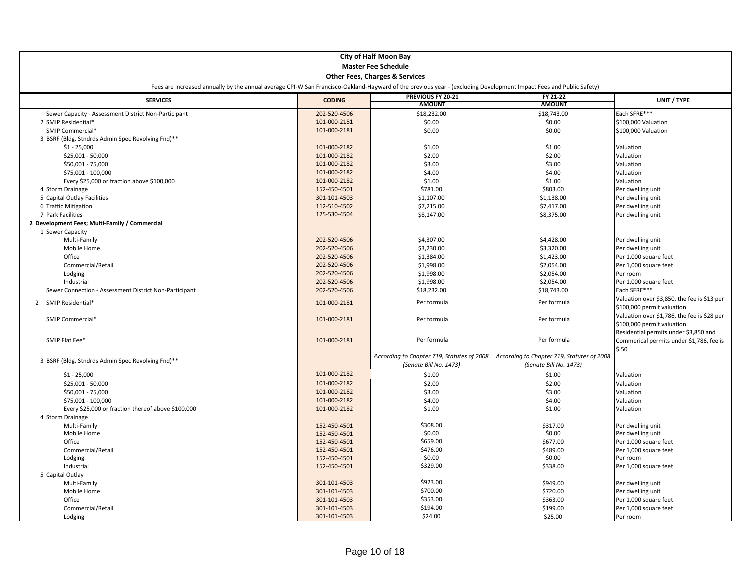**City of Half Moon Bay**
**Master Fee Schedule**
**Other Fees, Charges & Services**

Fees are increased annually by the annual average CPI-W San Francisco-Oakland-Hayward of the previous year - (excluding Development Impact Fees and Public Safety)

| SERVICES | CODING | PREVIOUS FY 20-21 AMOUNT | FY 21-22 AMOUNT | UNIT / TYPE |
|---|---|---|---|---|
| Sewer Capacity - Assessment District Non-Participant | 202-520-4506 | $18,232.00 | $18,743.00 | Each SFRE*** |
| 2 SMIP Residential* | 101-000-2181 | $0.00 | $0.00 | $100,000 Valuation |
| SMIP Commercial* | 101-000-2181 | $0.00 | $0.00 | $100,000 Valuation |
| 3 BSRF (Bldg. Stndrds Admin Spec Revolving Fnd)** | | | | |
| $1 - 25,000 | 101-000-2182 | $1.00 | $1.00 | Valuation |
| $25,001 - 50,000 | 101-000-2182 | $2.00 | $2.00 | Valuation |
| $50,001 - 75,000 | 101-000-2182 | $3.00 | $3.00 | Valuation |
| $75,001 - 100,000 | 101-000-2182 | $4.00 | $4.00 | Valuation |
| Every $25,000 or fraction above $100,000 | 101-000-2182 | $1.00 | $1.00 | Valuation |
| 4 Storm Drainage | 152-450-4501 | $781.00 | $803.00 | Per dwelling unit |
| 5 Capital Outlay Facilities | 301-101-4503 | $1,107.00 | $1,138.00 | Per dwelling unit |
| 6 Traffic Mitigation | 112-510-4502 | $7,215.00 | $7,417.00 | Per dwelling unit |
| 7 Park Facilities | 125-530-4504 | $8,147.00 | $8,375.00 | Per dwelling unit |
| **2 Development Fees; Multi-Family / Commercial** | | | | |
| 1 Sewer Capacity | | | | |
| Multi-Family | 202-520-4506 | $4,307.00 | $4,428.00 | Per dwelling unit |
| Mobile Home | 202-520-4506 | $3,230.00 | $3,320.00 | Per dwelling unit |
| Office | 202-520-4506 | $1,384.00 | $1,423.00 | Per 1,000 square feet |
| Commercial/Retail | 202-520-4506 | $1,998.00 | $2,054.00 | Per 1,000 square feet |
| Lodging | 202-520-4506 | $1,998.00 | $2,054.00 | Per room |
| Industrial | 202-520-4506 | $1,998.00 | $2,054.00 | Per 1,000 square feet |
| Sewer Connection - Assessment District Non-Participant | 202-520-4506 | $18,232.00 | $18,743.00 | Each SFRE*** |
| 2 SMIP Residential* | 101-000-2181 | Per formula | Per formula | Valuation over $3,850, the fee is $13 per $100,000 permit valuation |
| SMIP Commercial* | 101-000-2181 | Per formula | Per formula | Valuation over $1,786, the fee is $28 per $100,000 permit valuation |
| SMIP Flat Fee* | 101-000-2181 | Per formula | Per formula | Residential permits under $3,850 and Commerical permits under $1,786, fee is $.50 |
| 3 BSRF (Bldg. Stndrds Admin Spec Revolving Fnd)** | | *According to Chapter 719, Statutes of 2008 (Senate Bill No. 1473)* | *According to Chapter 719, Statutes of 2008 (Senate Bill No. 1473)* | |
| $1 - 25,000 | 101-000-2182 | $1.00 | $1.00 | Valuation |
| $25,001 - 50,000 | 101-000-2182 | $2.00 | $2.00 | Valuation |
| $50,001 - 75,000 | 101-000-2182 | $3.00 | $3.00 | Valuation |
| $75,001 - 100,000 | 101-000-2182 | $4.00 | $4.00 | Valuation |
| Every $25,000 or fraction thereof above $100,000 | 101-000-2182 | $1.00 | $1.00 | Valuation |
| 4 Storm Drainage | | | | |
| Multi-Family | 152-450-4501 | $308.00 | $317.00 | Per dwelling unit |
| Mobile Home | 152-450-4501 | $0.00 | $0.00 | Per dwelling unit |
| Office | 152-450-4501 | $659.00 | $677.00 | Per 1,000 square feet |
| Commercial/Retail | 152-450-4501 | $476.00 | $489.00 | Per 1,000 square feet |
| Lodging | 152-450-4501 | $0.00 | $0.00 | Per room |
| Industrial | 152-450-4501 | $329.00 | $338.00 | Per 1,000 square feet |
| 5 Capital Outlay | | | | |
| Multi-Family | 301-101-4503 | $923.00 | $949.00 | Per dwelling unit |
| Mobile Home | 301-101-4503 | $700.00 | $720.00 | Per dwelling unit |
| Office | 301-101-4503 | $353.00 | $363.00 | Per 1,000 square feet |
| Commercial/Retail | 301-101-4503 | $194.00 | $199.00 | Per 1,000 square feet |
| Lodging | 301-101-4503 | $24.00 | $25.00 | Per room |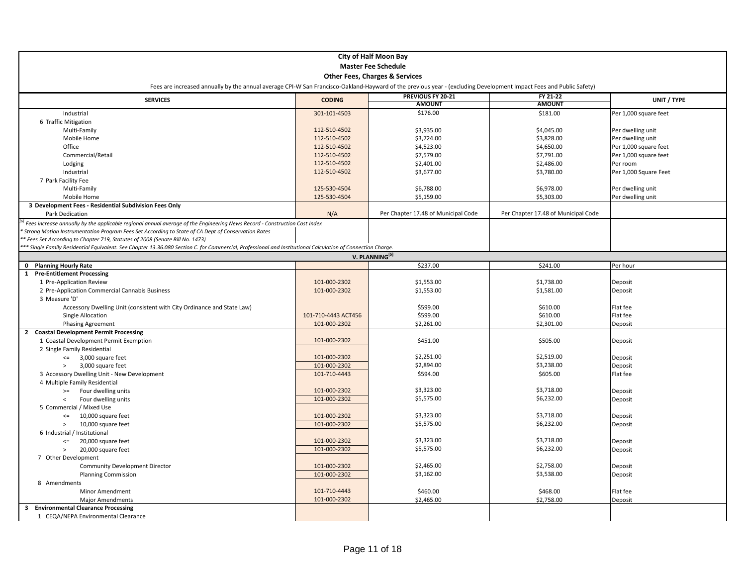**City of Half Moon Bay**

**Master Fee Schedule**

**Other Fees, Charges & Services**

Fees are increased annually by the annual average CPI-W San Francisco-Oakland-Hayward of the previous year - (excluding Development Impact Fees and Public Safety)

| SERVICES | CODING | PREVIOUS FY 20-21 AMOUNT | FY 21-22 AMOUNT | UNIT / TYPE |
|---|---|---|---|---|
| Industrial | 301-101-4503 | $176.00 | $181.00 | Per 1,000 square feet |
| 6 Traffic Mitigation | | | | |
| Multi-Family | 112-510-4502 | $3,935.00 | $4,045.00 | Per dwelling unit |
| Mobile Home | 112-510-4502 | $3,724.00 | $3,828.00 | Per dwelling unit |
| Office | 112-510-4502 | $4,523.00 | $4,650.00 | Per 1,000 square feet |
| Commercial/Retail | 112-510-4502 | $7,579.00 | $7,791.00 | Per 1,000 square feet |
| Lodging | 112-510-4502 | $2,401.00 | $2,486.00 | Per room |
| Industrial | 112-510-4502 | $3,677.00 | $3,780.00 | Per 1,000 Square Feet |
| 7 Park Facility Fee | | | | |
| Multi-Family | 125-530-4504 | $6,788.00 | $6,978.00 | Per dwelling unit |
| Mobile Home | 125-530-4504 | $5,159.00 | $5,303.00 | Per dwelling unit |
| **3 Development Fees - Residential Subdivision Fees Only** | | | | |
| Park Dedication | N/A | Per Chapter 17.48 of Municipal Code | Per Chapter 17.48 of Municipal Code | |

*[6] Fees increase annually by the applicable regional annual average of the Engineering News Record - Construction Cost Index*

*\* Strong Motion Instrumentation Program Fees Set According to State of CA Dept of Conservation Rates*

*\*\* Fees Set According to Chapter 719, Statutes of 2008 (Senate Bill No. 1473)*

*\*\*\* Single Family Residential Equivalent. See Chapter 13.36.080 Section C. for Commercial, Professional and Institutional Calculation of Connection Charge.*

**V. PLANNING[5]**

| SERVICES | CODING | PREVIOUS FY 20-21 AMOUNT | FY 21-22 AMOUNT | UNIT / TYPE |
|---|---|---|---|---|
| **0 Planning Hourly Rate** | | $237.00 | $241.00 | Per hour |
| **1 Pre-Entitlement Processing** | | | | |
| 1 Pre-Application Review | 101-000-2302 | $1,553.00 | $1,738.00 | Deposit |
| 2 Pre-Application Commercial Cannabis Business | 101-000-2302 | $1,553.00 | $1,581.00 | Deposit |
| 3 Measure 'D' | | | | |
| Accessory Dwelling Unit (consistent with City Ordinance and State Law) | | $599.00 | $610.00 | Flat fee |
| Single Allocation | 101-710-4443 ACT456 | $599.00 | $610.00 | Flat fee |
| Phasing Agreement | 101-000-2302 | $2,261.00 | $2,301.00 | Deposit |
| **2 Coastal Development Permit Processing** | | | | |
| 1 Coastal Development Permit Exemption | 101-000-2302 | $451.00 | $505.00 | Deposit |
| 2 Single Family Residential | | | | |
| <= 3,000 square feet | 101-000-2302 | $2,251.00 | $2,519.00 | Deposit |
| > 3,000 square feet | 101-000-2302 | $2,894.00 | $3,238.00 | Deposit |
| 3 Accessory Dwelling Unit - New Development | 101-710-4443 | $594.00 | $605.00 | Flat fee |
| 4 Multiple Family Residential | | | | |
| >= Four dwelling units | 101-000-2302 | $3,323.00 | $3,718.00 | Deposit |
| < Four dwelling units | 101-000-2302 | $5,575.00 | $6,232.00 | Deposit |
| 5 Commercial / Mixed Use | | | | |
| <= 10,000 square feet | 101-000-2302 | $3,323.00 | $3,718.00 | Deposit |
| > 10,000 square feet | 101-000-2302 | $5,575.00 | $6,232.00 | Deposit |
| 6 Industrial / Institutional | | | | |
| <= 20,000 square feet | 101-000-2302 | $3,323.00 | $3,718.00 | Deposit |
| > 20,000 square feet | 101-000-2302 | $5,575.00 | $6,232.00 | Deposit |
| 7 Other Development | | | | |
| Community Development Director | 101-000-2302 | $2,465.00 | $2,758.00 | Deposit |
| Planning Commission | 101-000-2302 | $3,162.00 | $3,538.00 | Deposit |
| 8 Amendments | | | | |
| Minor Amendment | 101-710-4443 | $460.00 | $468.00 | Flat fee |
| Major Amendments | 101-000-2302 | $2,465.00 | $2,758.00 | Deposit |
| **3 Environmental Clearance Processing** | | | | |
| 1 CEQA/NEPA Environmental Clearance | | | | |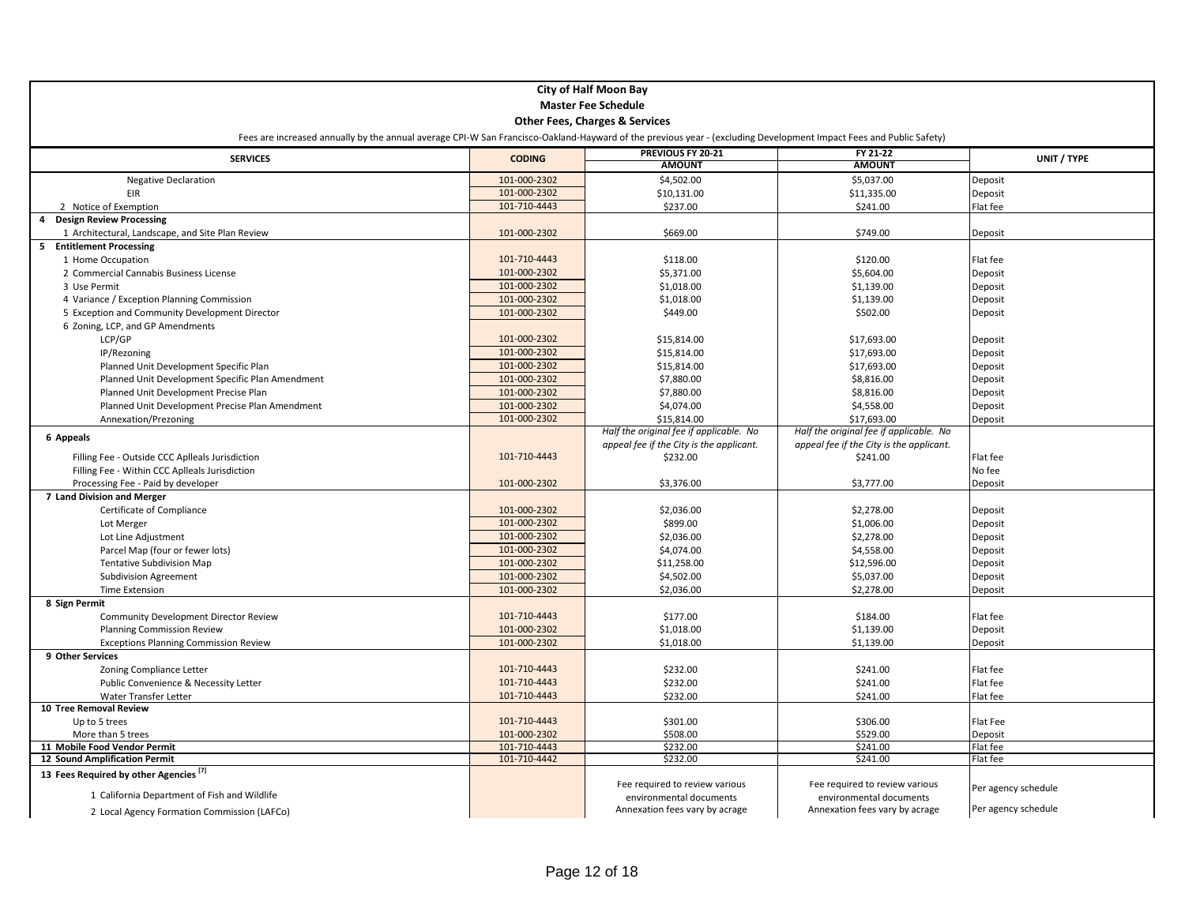**City of Half Moon Bay**
**Master Fee Schedule**
**Other Fees, Charges & Services**

Fees are increased annually by the annual average CPI-W San Francisco-Oakland-Hayward of the previous year - (excluding Development Impact Fees and Public Safety)

| SERVICES | CODING | PREVIOUS FY 20-21 AMOUNT | FY 21-22 AMOUNT | UNIT / TYPE |
|---|---|---|---|---|
| Negative Declaration | 101-000-2302 | $4,502.00 | $5,037.00 | Deposit |
| EIR | 101-000-2302 | $10,131.00 | $11,335.00 | Deposit |
| 2 Notice of Exemption | 101-710-4443 | $237.00 | $241.00 | Flat fee |
| **4 Design Review Processing** | | | | |
| 1 Architectural, Landscape, and Site Plan Review | 101-000-2302 | $669.00 | $749.00 | Deposit |
| **5 Entitlement Processing** | | | | |
| 1 Home Occupation | 101-710-4443 | $118.00 | $120.00 | Flat fee |
| 2 Commercial Cannabis Business License | 101-000-2302 | $5,371.00 | $5,604.00 | Deposit |
| 3 Use Permit | 101-000-2302 | $1,018.00 | $1,139.00 | Deposit |
| 4 Variance / Exception Planning Commission | 101-000-2302 | $1,018.00 | $1,139.00 | Deposit |
| 5 Exception and Community Development Director | 101-000-2302 | $449.00 | $502.00 | Deposit |
| 6 Zoning, LCP, and GP Amendments | | | | |
| LCP/GP | 101-000-2302 | $15,814.00 | $17,693.00 | Deposit |
| IP/Rezoning | 101-000-2302 | $15,814.00 | $17,693.00 | Deposit |
| Planned Unit Development Specific Plan | 101-000-2302 | $15,814.00 | $17,693.00 | Deposit |
| Planned Unit Development Specific Plan Amendment | 101-000-2302 | $7,880.00 | $8,816.00 | Deposit |
| Planned Unit Development Precise Plan | 101-000-2302 | $7,880.00 | $8,816.00 | Deposit |
| Planned Unit Development Precise Plan Amendment | 101-000-2302 | $4,074.00 | $4,558.00 | Deposit |
| Annexation/Prezoning | 101-000-2302 | $15,814.00 | $17,693.00 | Deposit |
| **6 Appeals** | | *Half the original fee if applicable. No appeal fee if the City is the applicant.* | *Half the original fee if applicable. No appeal fee if the City is the applicant.* | |
| Filling Fee - Outside CCC Aplleals Jurisdiction | 101-710-4443 | $232.00 | $241.00 | Flat fee |
| Filling Fee - Within CCC Aplleals Jurisdiction | | | | No fee |
| Processing Fee - Paid by developer | 101-000-2302 | $3,376.00 | $3,777.00 | Deposit |
| **7 Land Division and Merger** | | | | |
| Certificate of Compliance | 101-000-2302 | $2,036.00 | $2,278.00 | Deposit |
| Lot Merger | 101-000-2302 | $899.00 | $1,006.00 | Deposit |
| Lot Line Adjustment | 101-000-2302 | $2,036.00 | $2,278.00 | Deposit |
| Parcel Map (four or fewer lots) | 101-000-2302 | $4,074.00 | $4,558.00 | Deposit |
| Tentative Subdivision Map | 101-000-2302 | $11,258.00 | $12,596.00 | Deposit |
| Subdivision Agreement | 101-000-2302 | $4,502.00 | $5,037.00 | Deposit |
| Time Extension | 101-000-2302 | $2,036.00 | $2,278.00 | Deposit |
| **8 Sign Permit** | | | | |
| Community Development Director Review | 101-710-4443 | $177.00 | $184.00 | Flat fee |
| Planning Commission Review | 101-000-2302 | $1,018.00 | $1,139.00 | Deposit |
| Exceptions Planning Commission Review | 101-000-2302 | $1,018.00 | $1,139.00 | Deposit |
| **9 Other Services** | | | | |
| Zoning Compliance Letter | 101-710-4443 | $232.00 | $241.00 | Flat fee |
| Public Convenience & Necessity Letter | 101-710-4443 | $232.00 | $241.00 | Flat fee |
| Water Transfer Letter | 101-710-4443 | $232.00 | $241.00 | Flat fee |
| **10 Tree Removal Review** | | | | |
| Up to 5 trees | 101-710-4443 | $301.00 | $306.00 | Flat Fee |
| More than 5 trees | 101-000-2302 | $508.00 | $529.00 | Deposit |
| **11 Mobile Food Vendor Permit** | 101-710-4443 | $232.00 | $241.00 | Flat fee |
| **12 Sound Amplification Permit** | 101-710-4442 | $232.00 | $241.00 | Flat fee |
| **13 Fees Required by other Agencies [7]** | | | | |
| 1 California Department of Fish and Wildlife | | Fee required to review various environmental documents | Fee required to review various environmental documents | Per agency schedule |
| 2 Local Agency Formation Commission (LAFCo) | | Annexation fees vary by acrage | Annexation fees vary by acrage | Per agency schedule |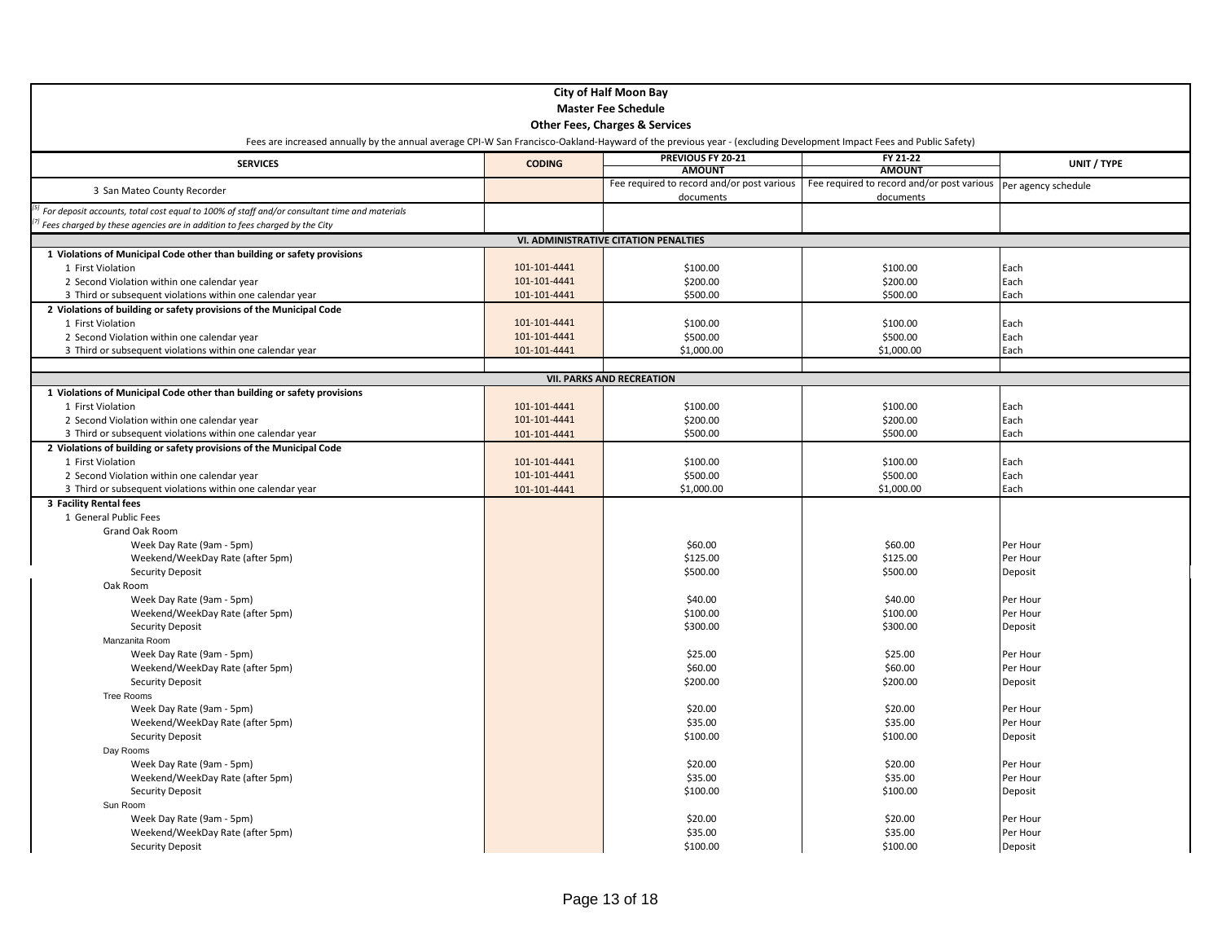**City of Half Moon Bay**
**Master Fee Schedule**
**Other Fees, Charges & Services**

Fees are increased annually by the annual average CPI-W San Francisco-Oakland-Hayward of the previous year - (excluding Development Impact Fees and Public Safety)

| SERVICES | CODING | PREVIOUS FY 20-21 AMOUNT | FY 21-22 AMOUNT | UNIT / TYPE |
|---|---|---|---|---|
| 3 San Mateo County Recorder | | Fee required to record and/or post various documents | Fee required to record and/or post various documents | Per agency schedule |
| [5] For deposit accounts, total cost equal to 100% of staff and/or consultant time and materials | | | | |
| [7] Fees charged by these agencies are in addition to fees charged by the City | | | | |
| **VI. ADMINISTRATIVE CITATION PENALTIES** | | | | |
| **1 Violations of Municipal Code other than building or safety provisions** | | | | |
| 1 First Violation | 101-101-4441 | $100.00 | $100.00 | Each |
| 2 Second Violation within one calendar year | 101-101-4441 | $200.00 | $200.00 | Each |
| 3 Third or subsequent violations within one calendar year | 101-101-4441 | $500.00 | $500.00 | Each |
| **2 Violations of building or safety provisions of the Municipal Code** | | | | |
| 1 First Violation | 101-101-4441 | $100.00 | $100.00 | Each |
| 2 Second Violation within one calendar year | 101-101-4441 | $500.00 | $500.00 | Each |
| 3 Third or subsequent violations within one calendar year | 101-101-4441 | $1,000.00 | $1,000.00 | Each |
| **VII. PARKS AND RECREATION** | | | | |
| **1 Violations of Municipal Code other than building or safety provisions** | | | | |
| 1 First Violation | 101-101-4441 | $100.00 | $100.00 | Each |
| 2 Second Violation within one calendar year | 101-101-4441 | $200.00 | $200.00 | Each |
| 3 Third or subsequent violations within one calendar year | 101-101-4441 | $500.00 | $500.00 | Each |
| **2 Violations of building or safety provisions of the Municipal Code** | | | | |
| 1 First Violation | 101-101-4441 | $100.00 | $100.00 | Each |
| 2 Second Violation within one calendar year | 101-101-4441 | $500.00 | $500.00 | Each |
| 3 Third or subsequent violations within one calendar year | 101-101-4441 | $1,000.00 | $1,000.00 | Each |
| **3 Facility Rental fees** | | | | |
| 1 General Public Fees | | | | |
| Grand Oak Room | | | | |
| Week Day Rate (9am - 5pm) | | $60.00 | $60.00 | Per Hour |
| Weekend/WeekDay Rate (after 5pm) | | $125.00 | $125.00 | Per Hour |
| Security Deposit | | $500.00 | $500.00 | Deposit |
| Oak Room | | | | |
| Week Day Rate (9am - 5pm) | | $40.00 | $40.00 | Per Hour |
| Weekend/WeekDay Rate (after 5pm) | | $100.00 | $100.00 | Per Hour |
| Security Deposit | | $300.00 | $300.00 | Deposit |
| Manzanita Room | | | | |
| Week Day Rate (9am - 5pm) | | $25.00 | $25.00 | Per Hour |
| Weekend/WeekDay Rate (after 5pm) | | $60.00 | $60.00 | Per Hour |
| Security Deposit | | $200.00 | $200.00 | Deposit |
| Tree Rooms | | | | |
| Week Day Rate (9am - 5pm) | | $20.00 | $20.00 | Per Hour |
| Weekend/WeekDay Rate (after 5pm) | | $35.00 | $35.00 | Per Hour |
| Security Deposit | | $100.00 | $100.00 | Deposit |
| Day Rooms | | | | |
| Week Day Rate (9am - 5pm) | | $20.00 | $20.00 | Per Hour |
| Weekend/WeekDay Rate (after 5pm) | | $35.00 | $35.00 | Per Hour |
| Security Deposit | | $100.00 | $100.00 | Deposit |
| Sun Room | | | | |
| Week Day Rate (9am - 5pm) | | $20.00 | $20.00 | Per Hour |
| Weekend/WeekDay Rate (after 5pm) | | $35.00 | $35.00 | Per Hour |
| Security Deposit | | $100.00 | $100.00 | Deposit |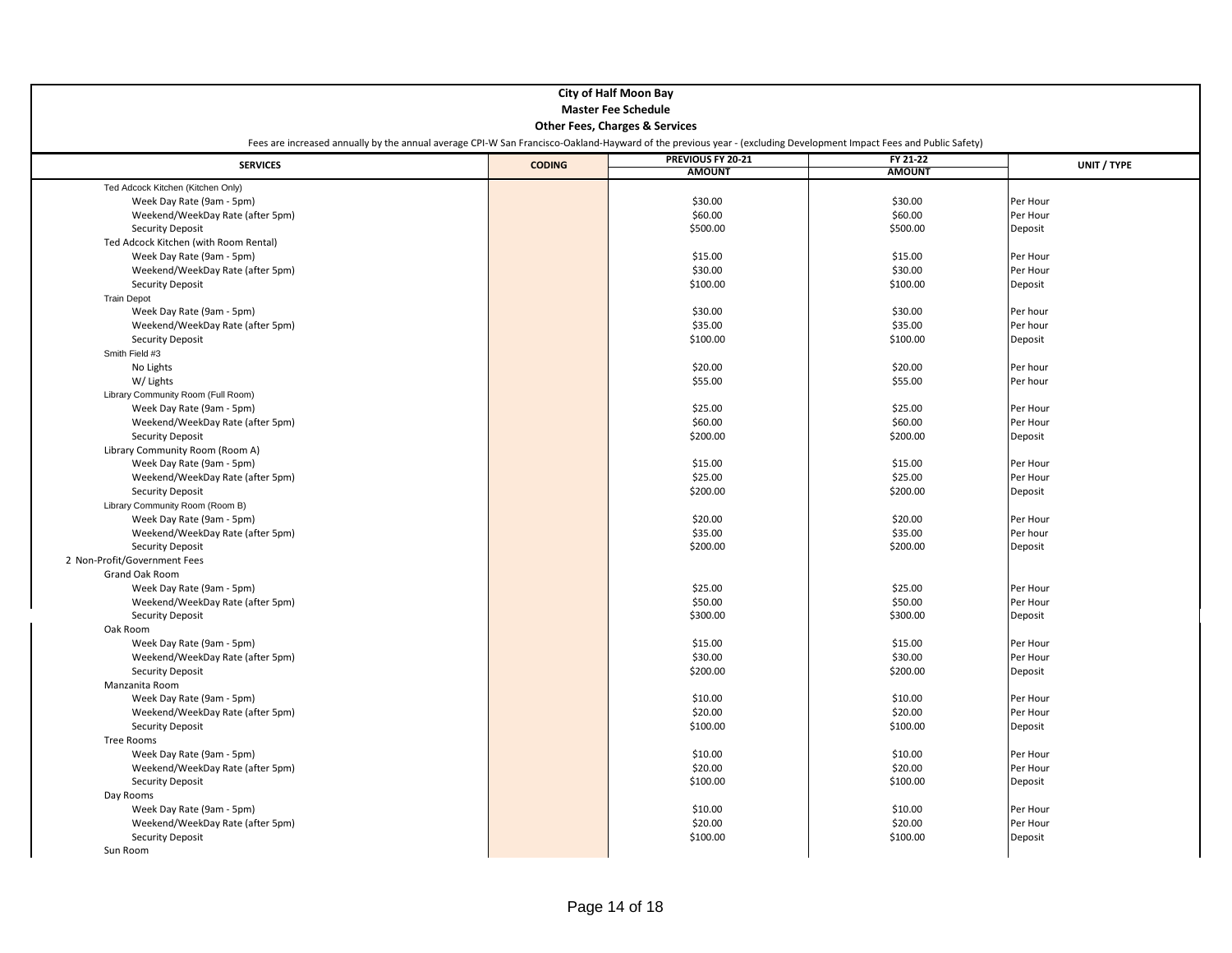**City of Half Moon Bay**

**Master Fee Schedule**

**Other Fees, Charges & Services**

Fees are increased annually by the annual average CPI-W San Francisco-Oakland-Hayward of the previous year - (excluding Development Impact Fees and Public Safety)

| SERVICES | CODING | PREVIOUS FY 20-21 AMOUNT | FY 21-22 AMOUNT | UNIT / TYPE |
|---|---|---|---|---|
| Ted Adcock Kitchen (Kitchen Only) | | | | |
| Week Day Rate (9am - 5pm) | | $30.00 | $30.00 | Per Hour |
| Weekend/WeekDay Rate (after 5pm) | | $60.00 | $60.00 | Per Hour |
| Security Deposit | | $500.00 | $500.00 | Deposit |
| Ted Adcock Kitchen (with Room Rental) | | | | |
| Week Day Rate (9am - 5pm) | | $15.00 | $15.00 | Per Hour |
| Weekend/WeekDay Rate (after 5pm) | | $30.00 | $30.00 | Per Hour |
| Security Deposit | | $100.00 | $100.00 | Deposit |
| Train Depot | | | | |
| Week Day Rate (9am - 5pm) | | $30.00 | $30.00 | Per hour |
| Weekend/WeekDay Rate (after 5pm) | | $35.00 | $35.00 | Per hour |
| Security Deposit | | $100.00 | $100.00 | Deposit |
| Smith Field #3 | | | | |
| No Lights | | $20.00 | $20.00 | Per hour |
| W/ Lights | | $55.00 | $55.00 | Per hour |
| Library Community Room (Full Room) | | | | |
| Week Day Rate (9am - 5pm) | | $25.00 | $25.00 | Per Hour |
| Weekend/WeekDay Rate (after 5pm) | | $60.00 | $60.00 | Per Hour |
| Security Deposit | | $200.00 | $200.00 | Deposit |
| Library Community Room (Room A) | | | | |
| Week Day Rate (9am - 5pm) | | $15.00 | $15.00 | Per Hour |
| Weekend/WeekDay Rate (after 5pm) | | $25.00 | $25.00 | Per Hour |
| Security Deposit | | $200.00 | $200.00 | Deposit |
| Library Community Room (Room B) | | | | |
| Week Day Rate (9am - 5pm) | | $20.00 | $20.00 | Per Hour |
| Weekend/WeekDay Rate (after 5pm) | | $35.00 | $35.00 | Per hour |
| Security Deposit | | $200.00 | $200.00 | Deposit |
| 2 Non-Profit/Government Fees | | | | |
| Grand Oak Room | | | | |
| Week Day Rate (9am - 5pm) | | $25.00 | $25.00 | Per Hour |
| Weekend/WeekDay Rate (after 5pm) | | $50.00 | $50.00 | Per Hour |
| Security Deposit | | $300.00 | $300.00 | Deposit |
| Oak Room | | | | |
| Week Day Rate (9am - 5pm) | | $15.00 | $15.00 | Per Hour |
| Weekend/WeekDay Rate (after 5pm) | | $30.00 | $30.00 | Per Hour |
| Security Deposit | | $200.00 | $200.00 | Deposit |
| Manzanita Room | | | | |
| Week Day Rate (9am - 5pm) | | $10.00 | $10.00 | Per Hour |
| Weekend/WeekDay Rate (after 5pm) | | $20.00 | $20.00 | Per Hour |
| Security Deposit | | $100.00 | $100.00 | Deposit |
| Tree Rooms | | | | |
| Week Day Rate (9am - 5pm) | | $10.00 | $10.00 | Per Hour |
| Weekend/WeekDay Rate (after 5pm) | | $20.00 | $20.00 | Per Hour |
| Security Deposit | | $100.00 | $100.00 | Deposit |
| Day Rooms | | | | |
| Week Day Rate (9am - 5pm) | | $10.00 | $10.00 | Per Hour |
| Weekend/WeekDay Rate (after 5pm) | | $20.00 | $20.00 | Per Hour |
| Security Deposit | | $100.00 | $100.00 | Deposit |
| Sun Room | | | | |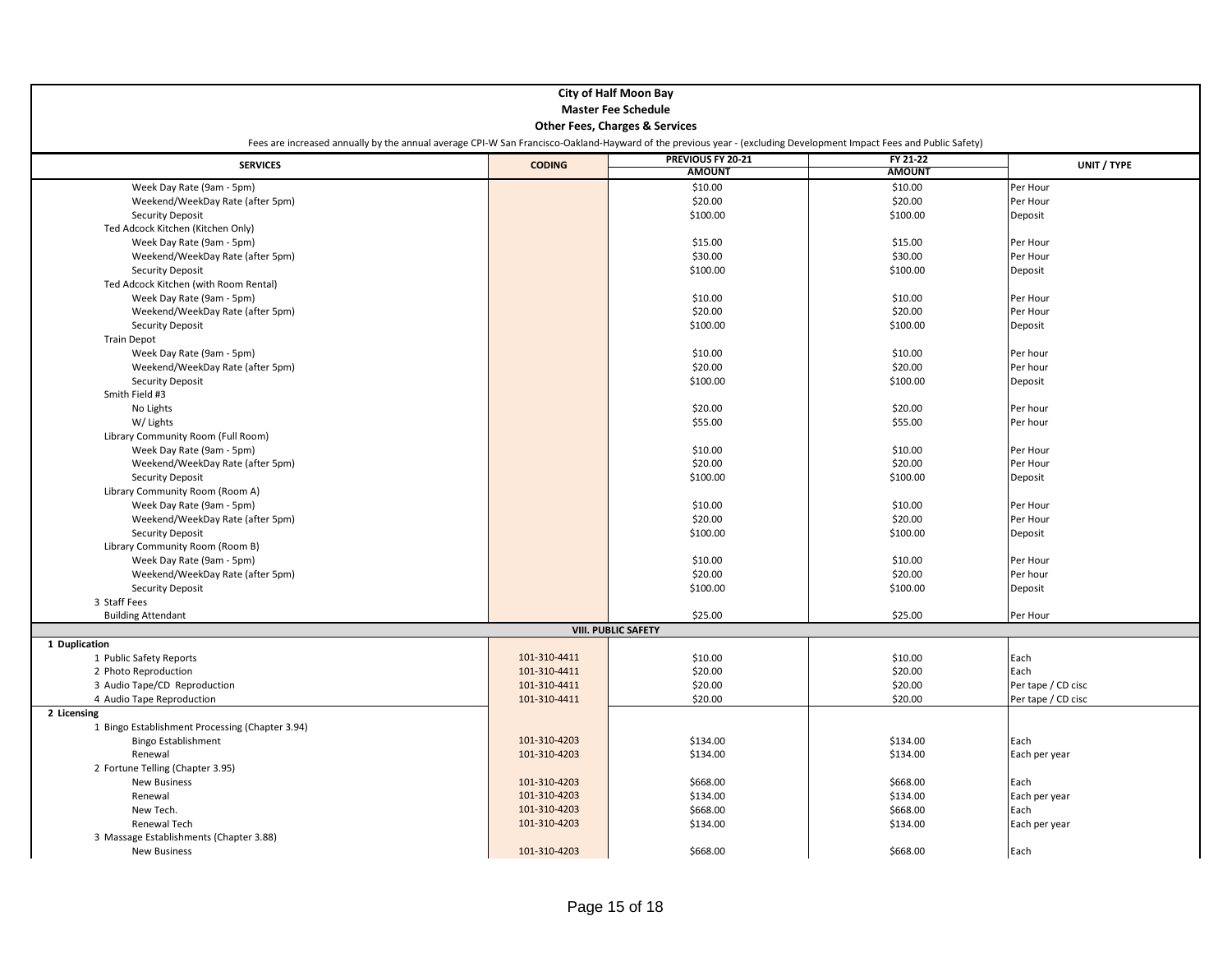**City of Half Moon Bay**
**Master Fee Schedule**
**Other Fees, Charges & Services**

Fees are increased annually by the annual average CPI-W San Francisco-Oakland-Hayward of the previous year - (excluding Development Impact Fees and Public Safety)

| SERVICES | CODING | PREVIOUS FY 20-21 AMOUNT | FY 21-22 AMOUNT | UNIT / TYPE |
|---|---|---|---|---|
| Week Day Rate (9am - 5pm) | | $10.00 | $10.00 | Per Hour |
| Weekend/WeekDay Rate (after 5pm) | | $20.00 | $20.00 | Per Hour |
| Security Deposit | | $100.00 | $100.00 | Deposit |
| Ted Adcock Kitchen (Kitchen Only) | | | | |
| Week Day Rate (9am - 5pm) | | $15.00 | $15.00 | Per Hour |
| Weekend/WeekDay Rate (after 5pm) | | $30.00 | $30.00 | Per Hour |
| Security Deposit | | $100.00 | $100.00 | Deposit |
| Ted Adcock Kitchen (with Room Rental) | | | | |
| Week Day Rate (9am - 5pm) | | $10.00 | $10.00 | Per Hour |
| Weekend/WeekDay Rate (after 5pm) | | $20.00 | $20.00 | Per Hour |
| Security Deposit | | $100.00 | $100.00 | Deposit |
| Train Depot | | | | |
| Week Day Rate (9am - 5pm) | | $10.00 | $10.00 | Per hour |
| Weekend/WeekDay Rate (after 5pm) | | $20.00 | $20.00 | Per hour |
| Security Deposit | | $100.00 | $100.00 | Deposit |
| Smith Field #3 | | | | |
| No Lights | | $20.00 | $20.00 | Per hour |
| W/ Lights | | $55.00 | $55.00 | Per hour |
| Library Community Room (Full Room) | | | | |
| Week Day Rate (9am - 5pm) | | $10.00 | $10.00 | Per Hour |
| Weekend/WeekDay Rate (after 5pm) | | $20.00 | $20.00 | Per Hour |
| Security Deposit | | $100.00 | $100.00 | Deposit |
| Library Community Room (Room A) | | | | |
| Week Day Rate (9am - 5pm) | | $10.00 | $10.00 | Per Hour |
| Weekend/WeekDay Rate (after 5pm) | | $20.00 | $20.00 | Per Hour |
| Security Deposit | | $100.00 | $100.00 | Deposit |
| Library Community Room (Room B) | | | | |
| Week Day Rate (9am - 5pm) | | $10.00 | $10.00 | Per Hour |
| Weekend/WeekDay Rate (after 5pm) | | $20.00 | $20.00 | Per hour |
| Security Deposit | | $100.00 | $100.00 | Deposit |
| 3 Staff Fees | | | | |
| Building Attendant | | $25.00 | $25.00 | Per Hour |
| **VIII. PUBLIC SAFETY** | | | | |
| **1 Duplication** | | | | |
| 1 Public Safety Reports | 101-310-4411 | $10.00 | $10.00 | Each |
| 2 Photo Reproduction | 101-310-4411 | $20.00 | $20.00 | Each |
| 3 Audio Tape/CD Reproduction | 101-310-4411 | $20.00 | $20.00 | Per tape / CD cisc |
| 4 Audio Tape Reproduction | 101-310-4411 | $20.00 | $20.00 | Per tape / CD cisc |
| **2 Licensing** | | | | |
| 1 Bingo Establishment Processing (Chapter 3.94) | | | | |
| Bingo Establishment | 101-310-4203 | $134.00 | $134.00 | Each |
| Renewal | 101-310-4203 | $134.00 | $134.00 | Each per year |
| 2 Fortune Telling (Chapter 3.95) | | | | |
| New Business | 101-310-4203 | $668.00 | $668.00 | Each |
| Renewal | 101-310-4203 | $134.00 | $134.00 | Each per year |
| New Tech. | 101-310-4203 | $668.00 | $668.00 | Each |
| Renewal Tech | 101-310-4203 | $134.00 | $134.00 | Each per year |
| 3 Massage Establishments (Chapter 3.88) | | | | |
| New Business | 101-310-4203 | $668.00 | $668.00 | Each |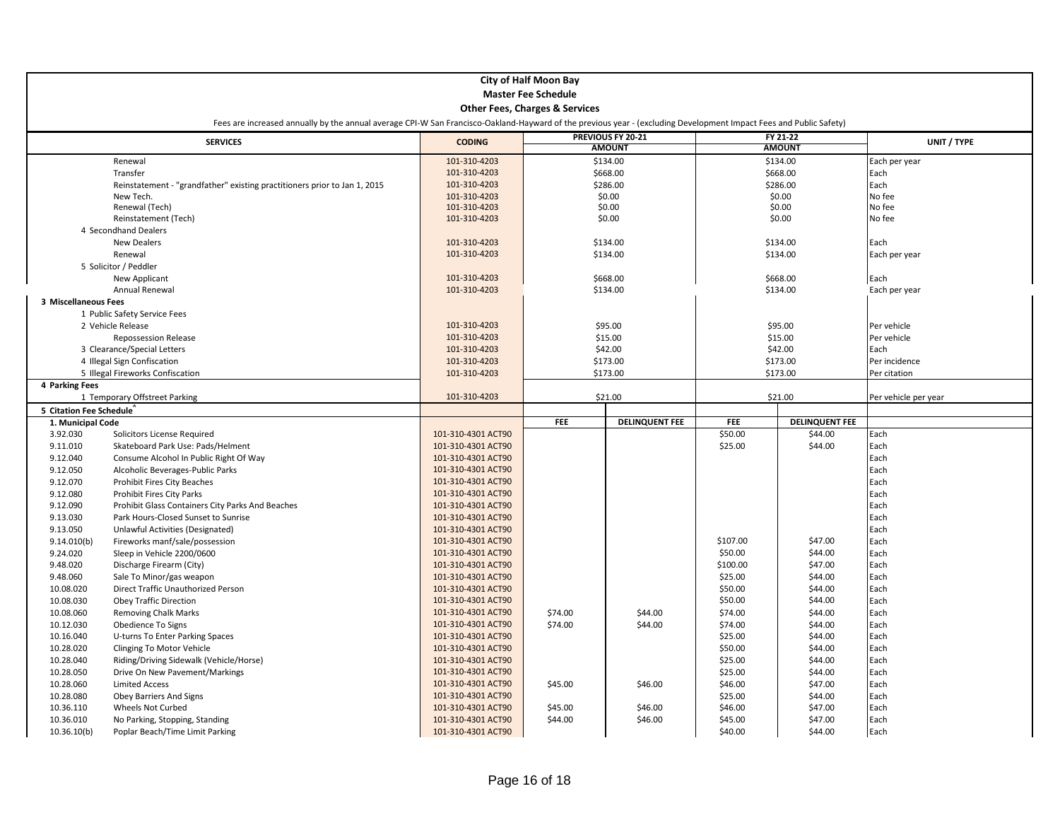**City of Half Moon Bay**

**Master Fee Schedule**

**Other Fees, Charges & Services**

Fees are increased annually by the annual average CPI-W San Francisco-Oakland-Hayward of the previous year - (excluding Development Impact Fees and Public Safety)

| SERVICES | | CODING | PREVIOUS FY 20-21 AMOUNT | | FY 21-22 AMOUNT | | UNIT / TYPE |
|---|---|---|---|---|---|---|---|
| | Renewal | 101-310-4203 | $134.00 | | $134.00 | | Each per year |
| | Transfer | 101-310-4203 | $668.00 | | $668.00 | | Each |
| | Reinstatement - "grandfather" existing practitioners prior to Jan 1, 2015 | 101-310-4203 | $286.00 | | $286.00 | | Each |
| | New Tech. | 101-310-4203 | $0.00 | | $0.00 | | No fee |
| | Renewal (Tech) | 101-310-4203 | $0.00 | | $0.00 | | No fee |
| | Reinstatement (Tech) | 101-310-4203 | $0.00 | | $0.00 | | No fee |
| 4 Secondhand Dealers | | | | | | | |
| | New Dealers | 101-310-4203 | $134.00 | | $134.00 | | Each |
| | Renewal | 101-310-4203 | $134.00 | | $134.00 | | Each per year |
| 5 Solicitor / Peddler | | | | | | | |
| | New Applicant | 101-310-4203 | $668.00 | | $668.00 | | Each |
| | Annual Renewal | 101-310-4203 | $134.00 | | $134.00 | | Each per year |
| **3 Miscellaneous Fees** | | | | | | | |
| 1 Public Safety Service Fees | | | | | | | |
| 2 Vehicle Release | | 101-310-4203 | $95.00 | | $95.00 | | Per vehicle |
| | Repossession Release | 101-310-4203 | $15.00 | | $15.00 | | Per vehicle |
| 3 Clearance/Special Letters | | 101-310-4203 | $42.00 | | $42.00 | | Each |
| 4 Illegal Sign Confiscation | | 101-310-4203 | $173.00 | | $173.00 | | Per incidence |
| 5 Illegal Fireworks Confiscation | | 101-310-4203 | $173.00 | | $173.00 | | Per citation |
| **4 Parking Fees** | | | | | | | |
| 1 Temporary Offstreet Parking | | 101-310-4203 | $21.00 | | $21.00 | | Per vehicle per year |
| **5 Citation Fee Schedule^** | | | | | | | |
| **1. Municipal Code** | | | **FEE** | **DELINQUENT FEE** | **FEE** | **DELINQUENT FEE** | |
| 3.92.030 | Solicitors License Required | 101-310-4301 ACT90 | | | $50.00 | $44.00 | Each |
| 9.11.010 | Skateboard Park Use: Pads/Helment | 101-310-4301 ACT90 | | | $25.00 | $44.00 | Each |
| 9.12.040 | Consume Alcohol In Public Right Of Way | 101-310-4301 ACT90 | | | | | Each |
| 9.12.050 | Alcoholic Beverages-Public Parks | 101-310-4301 ACT90 | | | | | Each |
| 9.12.070 | Prohibit Fires City Beaches | 101-310-4301 ACT90 | | | | | Each |
| 9.12.080 | Prohibit Fires City Parks | 101-310-4301 ACT90 | | | | | Each |
| 9.12.090 | Prohibit Glass Containers City Parks And Beaches | 101-310-4301 ACT90 | | | | | Each |
| 9.13.030 | Park Hours-Closed Sunset to Sunrise | 101-310-4301 ACT90 | | | | | Each |
| 9.13.050 | Unlawful Activities (Designated) | 101-310-4301 ACT90 | | | | | Each |
| 9.14.010(b) | Fireworks manf/sale/possession | 101-310-4301 ACT90 | | | $107.00 | $47.00 | Each |
| 9.24.020 | Sleep in Vehicle 2200/0600 | 101-310-4301 ACT90 | | | $50.00 | $44.00 | Each |
| 9.48.020 | Discharge Firearm (City) | 101-310-4301 ACT90 | | | $100.00 | $47.00 | Each |
| 9.48.060 | Sale To Minor/gas weapon | 101-310-4301 ACT90 | | | $25.00 | $44.00 | Each |
| 10.08.020 | Direct Traffic Unauthorized Person | 101-310-4301 ACT90 | | | $50.00 | $44.00 | Each |
| 10.08.030 | Obey Traffic Direction | 101-310-4301 ACT90 | | | $50.00 | $44.00 | Each |
| 10.08.060 | Removing Chalk Marks | 101-310-4301 ACT90 | $74.00 | $44.00 | $74.00 | $44.00 | Each |
| 10.12.030 | Obedience To Signs | 101-310-4301 ACT90 | $74.00 | $44.00 | $74.00 | $44.00 | Each |
| 10.16.040 | U-turns To Enter Parking Spaces | 101-310-4301 ACT90 | | | $25.00 | $44.00 | Each |
| 10.28.020 | Clinging To Motor Vehicle | 101-310-4301 ACT90 | | | $50.00 | $44.00 | Each |
| 10.28.040 | Riding/Driving Sidewalk (Vehicle/Horse) | 101-310-4301 ACT90 | | | $25.00 | $44.00 | Each |
| 10.28.050 | Drive On New Pavement/Markings | 101-310-4301 ACT90 | | | $25.00 | $44.00 | Each |
| 10.28.060 | Limited Access | 101-310-4301 ACT90 | $45.00 | $46.00 | $46.00 | $47.00 | Each |
| 10.28.080 | Obey Barriers And Signs | 101-310-4301 ACT90 | | | $25.00 | $44.00 | Each |
| 10.36.110 | Wheels Not Curbed | 101-310-4301 ACT90 | $45.00 | $46.00 | $46.00 | $47.00 | Each |
| 10.36.010 | No Parking, Stopping, Standing | 101-310-4301 ACT90 | $44.00 | $46.00 | $45.00 | $47.00 | Each |
| 10.36.10(b) | Poplar Beach/Time Limit Parking | 101-310-4301 ACT90 | | | $40.00 | $44.00 | Each |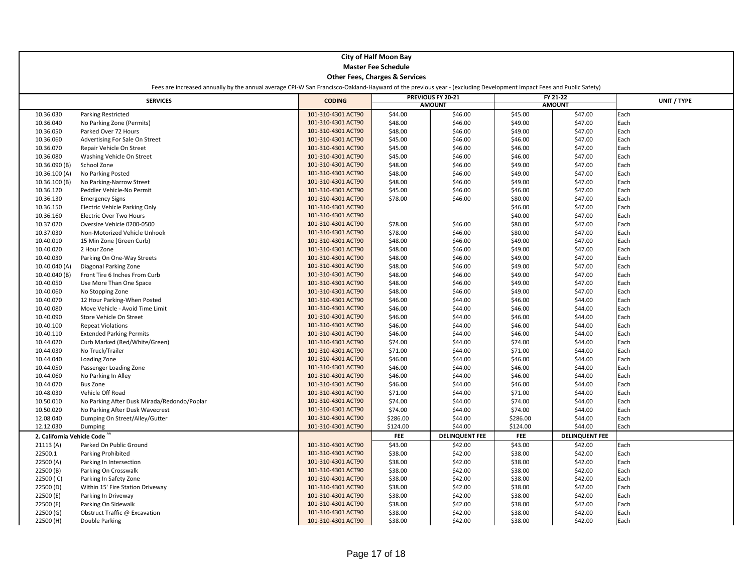**City of Half Moon Bay**

**Master Fee Schedule**

**Other Fees, Charges & Services**

Fees are increased annually by the annual average CPI-W San Francisco-Oakland-Hayward of the previous year - (excluding Development Impact Fees and Public Safety)

| SERVICES | | CODING | PREVIOUS FY 20-21 AMOUNT | | FY 21-22 AMOUNT | | UNIT / TYPE |
|---|---|---|---|---|---|---|---|
| 10.36.030 | Parking Restricted | 101-310-4301 ACT90 | $44.00 | $46.00 | $45.00 | $47.00 | Each |
| 10.36.040 | No Parking Zone (Permits) | 101-310-4301 ACT90 | $48.00 | $46.00 | $49.00 | $47.00 | Each |
| 10.36.050 | Parked Over 72 Hours | 101-310-4301 ACT90 | $48.00 | $46.00 | $49.00 | $47.00 | Each |
| 10.36.060 | Advertising For Sale On Street | 101-310-4301 ACT90 | $45.00 | $46.00 | $46.00 | $47.00 | Each |
| 10.36.070 | Repair Vehicle On Street | 101-310-4301 ACT90 | $45.00 | $46.00 | $46.00 | $47.00 | Each |
| 10.36.080 | Washing Vehicle On Street | 101-310-4301 ACT90 | $45.00 | $46.00 | $46.00 | $47.00 | Each |
| 10.36.090 (B) | School Zone | 101-310-4301 ACT90 | $48.00 | $46.00 | $49.00 | $47.00 | Each |
| 10.36.100 (A) | No Parking Posted | 101-310-4301 ACT90 | $48.00 | $46.00 | $49.00 | $47.00 | Each |
| 10.36.100 (B) | No Parking-Narrow Street | 101-310-4301 ACT90 | $48.00 | $46.00 | $49.00 | $47.00 | Each |
| 10.36.120 | Peddler Vehicle-No Permit | 101-310-4301 ACT90 | $45.00 | $46.00 | $46.00 | $47.00 | Each |
| 10.36.130 | Emergency Signs | 101-310-4301 ACT90 | $78.00 | $46.00 | $80.00 | $47.00 | Each |
| 10.36.150 | Electric Vehicle Parking Only | 101-310-4301 ACT90 | | | $46.00 | $47.00 | Each |
| 10.36.160 | Electric Over Two Hours | 101-310-4301 ACT90 | | | $40.00 | $47.00 | Each |
| 10.37.020 | Oversize Vehicle 0200-0500 | 101-310-4301 ACT90 | $78.00 | $46.00 | $80.00 | $47.00 | Each |
| 10.37.030 | Non-Motorized Vehicle Unhook | 101-310-4301 ACT90 | $78.00 | $46.00 | $80.00 | $47.00 | Each |
| 10.40.010 | 15 Min Zone (Green Curb) | 101-310-4301 ACT90 | $48.00 | $46.00 | $49.00 | $47.00 | Each |
| 10.40.020 | 2 Hour Zone | 101-310-4301 ACT90 | $48.00 | $46.00 | $49.00 | $47.00 | Each |
| 10.40.030 | Parking On One-Way Streets | 101-310-4301 ACT90 | $48.00 | $46.00 | $49.00 | $47.00 | Each |
| 10.40.040 (A) | Diagonal Parking Zone | 101-310-4301 ACT90 | $48.00 | $46.00 | $49.00 | $47.00 | Each |
| 10.40.040 (B) | Front Tire 6 Inches From Curb | 101-310-4301 ACT90 | $48.00 | $46.00 | $49.00 | $47.00 | Each |
| 10.40.050 | Use More Than One Space | 101-310-4301 ACT90 | $48.00 | $46.00 | $49.00 | $47.00 | Each |
| 10.40.060 | No Stopping Zone | 101-310-4301 ACT90 | $48.00 | $46.00 | $49.00 | $47.00 | Each |
| 10.40.070 | 12 Hour Parking-When Posted | 101-310-4301 ACT90 | $46.00 | $44.00 | $46.00 | $44.00 | Each |
| 10.40.080 | Move Vehicle - Avoid Time Limit | 101-310-4301 ACT90 | $46.00 | $44.00 | $46.00 | $44.00 | Each |
| 10.40.090 | Store Vehicle On Street | 101-310-4301 ACT90 | $46.00 | $44.00 | $46.00 | $44.00 | Each |
| 10.40.100 | Repeat Violations | 101-310-4301 ACT90 | $46.00 | $44.00 | $46.00 | $44.00 | Each |
| 10.40.110 | Extended Parking Permits | 101-310-4301 ACT90 | $46.00 | $44.00 | $46.00 | $44.00 | Each |
| 10.44.020 | Curb Marked (Red/White/Green) | 101-310-4301 ACT90 | $74.00 | $44.00 | $74.00 | $44.00 | Each |
| 10.44.030 | No Truck/Trailer | 101-310-4301 ACT90 | $71.00 | $44.00 | $71.00 | $44.00 | Each |
| 10.44.040 | Loading Zone | 101-310-4301 ACT90 | $46.00 | $44.00 | $46.00 | $44.00 | Each |
| 10.44.050 | Passenger Loading Zone | 101-310-4301 ACT90 | $46.00 | $44.00 | $46.00 | $44.00 | Each |
| 10.44.060 | No Parking In Alley | 101-310-4301 ACT90 | $46.00 | $44.00 | $46.00 | $44.00 | Each |
| 10.44.070 | Bus Zone | 101-310-4301 ACT90 | $46.00 | $44.00 | $46.00 | $44.00 | Each |
| 10.48.030 | Vehicle Off Road | 101-310-4301 ACT90 | $71.00 | $44.00 | $71.00 | $44.00 | Each |
| 10.50.010 | No Parking After Dusk Mirada/Redondo/Poplar | 101-310-4301 ACT90 | $74.00 | $44.00 | $74.00 | $44.00 | Each |
| 10.50.020 | No Parking After Dusk Wavecrest | 101-310-4301 ACT90 | $74.00 | $44.00 | $74.00 | $44.00 | Each |
| 12.08.040 | Dumping On Street/Alley/Gutter | 101-310-4301 ACT90 | $286.00 | $44.00 | $286.00 | $44.00 | Each |
| 12.12.030 | Dumping | 101-310-4301 ACT90 | $124.00 | $44.00 | $124.00 | $44.00 | Each |
| **2. California Vehicle Code ^^** | | | **FEE** | **DELINQUENT FEE** | **FEE** | **DELINQUENT FEE** | |
| 21113 (A) | Parked On Public Ground | 101-310-4301 ACT90 | $43.00 | $42.00 | $43.00 | $42.00 | Each |
| 22500.1 | Parking Prohibited | 101-310-4301 ACT90 | $38.00 | $42.00 | $38.00 | $42.00 | Each |
| 22500 (A) | Parking In Intersection | 101-310-4301 ACT90 | $38.00 | $42.00 | $38.00 | $42.00 | Each |
| 22500 (B) | Parking On Crosswalk | 101-310-4301 ACT90 | $38.00 | $42.00 | $38.00 | $42.00 | Each |
| 22500 ( C) | Parking In Safety Zone | 101-310-4301 ACT90 | $38.00 | $42.00 | $38.00 | $42.00 | Each |
| 22500 (D) | Within 15' Fire Station Driveway | 101-310-4301 ACT90 | $38.00 | $42.00 | $38.00 | $42.00 | Each |
| 22500 (E) | Parking In Driveway | 101-310-4301 ACT90 | $38.00 | $42.00 | $38.00 | $42.00 | Each |
| 22500 (F) | Parking On Sidewalk | 101-310-4301 ACT90 | $38.00 | $42.00 | $38.00 | $42.00 | Each |
| 22500 (G) | Obstruct Traffic @ Excavation | 101-310-4301 ACT90 | $38.00 | $42.00 | $38.00 | $42.00 | Each |
| 22500 (H) | Double Parking | 101-310-4301 ACT90 | $38.00 | $42.00 | $38.00 | $42.00 | Each |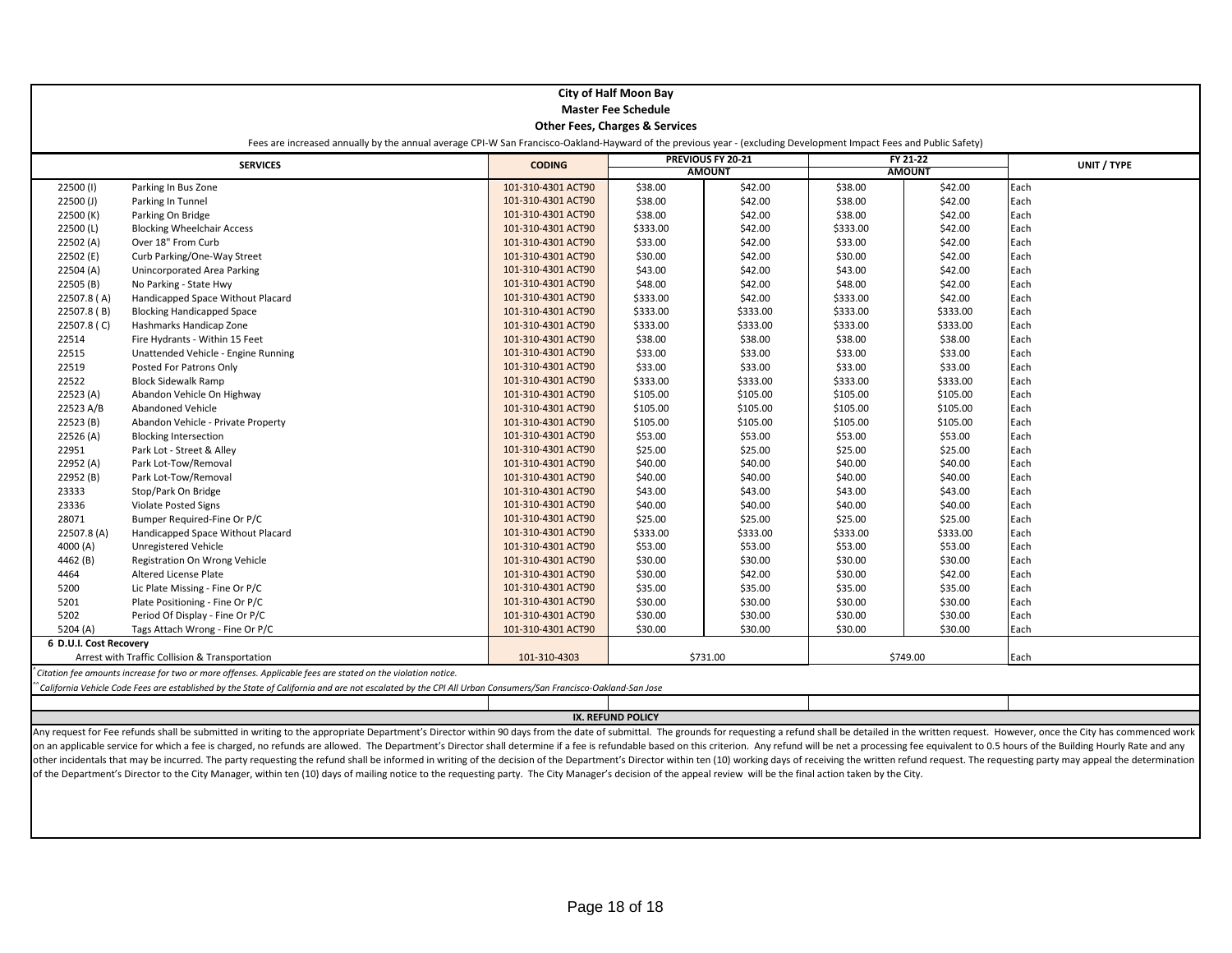**City of Half Moon Bay**

**Master Fee Schedule**

**Other Fees, Charges & Services**

Fees are increased annually by the annual average CPI-W San Francisco-Oakland-Hayward of the previous year - (excluding Development Impact Fees and Public Safety)

| SERVICES | | CODING | PREVIOUS FY 20-21 AMOUNT | | FY 21-22 AMOUNT | | UNIT / TYPE |
|---|---|---|---|---|---|---|---|
| 22500 (I) | Parking In Bus Zone | 101-310-4301 ACT90 | $38.00 | $42.00 | $38.00 | $42.00 | Each |
| 22500 (J) | Parking In Tunnel | 101-310-4301 ACT90 | $38.00 | $42.00 | $38.00 | $42.00 | Each |
| 22500 (K) | Parking On Bridge | 101-310-4301 ACT90 | $38.00 | $42.00 | $38.00 | $42.00 | Each |
| 22500 (L) | Blocking Wheelchair Access | 101-310-4301 ACT90 | $333.00 | $42.00 | $333.00 | $42.00 | Each |
| 22502 (A) | Over 18" From Curb | 101-310-4301 ACT90 | $33.00 | $42.00 | $33.00 | $42.00 | Each |
| 22502 (E) | Curb Parking/One-Way Street | 101-310-4301 ACT90 | $30.00 | $42.00 | $30.00 | $42.00 | Each |
| 22504 (A) | Unincorporated Area Parking | 101-310-4301 ACT90 | $43.00 | $42.00 | $43.00 | $42.00 | Each |
| 22505 (B) | No Parking - State Hwy | 101-310-4301 ACT90 | $48.00 | $42.00 | $48.00 | $42.00 | Each |
| 22507.8 ( A) | Handicapped Space Without Placard | 101-310-4301 ACT90 | $333.00 | $42.00 | $333.00 | $42.00 | Each |
| 22507.8 ( B) | Blocking Handicapped Space | 101-310-4301 ACT90 | $333.00 | $333.00 | $333.00 | $333.00 | Each |
| 22507.8 ( C) | Hashmarks Handicap Zone | 101-310-4301 ACT90 | $333.00 | $333.00 | $333.00 | $333.00 | Each |
| 22514 | Fire Hydrants - Within 15 Feet | 101-310-4301 ACT90 | $38.00 | $38.00 | $38.00 | $38.00 | Each |
| 22515 | Unattended Vehicle - Engine Running | 101-310-4301 ACT90 | $33.00 | $33.00 | $33.00 | $33.00 | Each |
| 22519 | Posted For Patrons Only | 101-310-4301 ACT90 | $33.00 | $33.00 | $33.00 | $33.00 | Each |
| 22522 | Block Sidewalk Ramp | 101-310-4301 ACT90 | $333.00 | $333.00 | $333.00 | $333.00 | Each |
| 22523 (A) | Abandon Vehicle On Highway | 101-310-4301 ACT90 | $105.00 | $105.00 | $105.00 | $105.00 | Each |
| 22523 A/B | Abandoned Vehicle | 101-310-4301 ACT90 | $105.00 | $105.00 | $105.00 | $105.00 | Each |
| 22523 (B) | Abandon Vehicle - Private Property | 101-310-4301 ACT90 | $105.00 | $105.00 | $105.00 | $105.00 | Each |
| 22526 (A) | Blocking Intersection | 101-310-4301 ACT90 | $53.00 | $53.00 | $53.00 | $53.00 | Each |
| 22951 | Park Lot - Street & Alley | 101-310-4301 ACT90 | $25.00 | $25.00 | $25.00 | $25.00 | Each |
| 22952 (A) | Park Lot-Tow/Removal | 101-310-4301 ACT90 | $40.00 | $40.00 | $40.00 | $40.00 | Each |
| 22952 (B) | Park Lot-Tow/Removal | 101-310-4301 ACT90 | $40.00 | $40.00 | $40.00 | $40.00 | Each |
| 23333 | Stop/Park On Bridge | 101-310-4301 ACT90 | $43.00 | $43.00 | $43.00 | $43.00 | Each |
| 23336 | Violate Posted Signs | 101-310-4301 ACT90 | $40.00 | $40.00 | $40.00 | $40.00 | Each |
| 28071 | Bumper Required-Fine Or P/C | 101-310-4301 ACT90 | $25.00 | $25.00 | $25.00 | $25.00 | Each |
| 22507.8 (A) | Handicapped Space Without Placard | 101-310-4301 ACT90 | $333.00 | $333.00 | $333.00 | $333.00 | Each |
| 4000 (A) | Unregistered Vehicle | 101-310-4301 ACT90 | $53.00 | $53.00 | $53.00 | $53.00 | Each |
| 4462 (B) | Registration On Wrong Vehicle | 101-310-4301 ACT90 | $30.00 | $30.00 | $30.00 | $30.00 | Each |
| 4464 | Altered License Plate | 101-310-4301 ACT90 | $30.00 | $42.00 | $30.00 | $42.00 | Each |
| 5200 | Lic Plate Missing - Fine Or P/C | 101-310-4301 ACT90 | $35.00 | $35.00 | $35.00 | $35.00 | Each |
| 5201 | Plate Positioning - Fine Or P/C | 101-310-4301 ACT90 | $30.00 | $30.00 | $30.00 | $30.00 | Each |
| 5202 | Period Of Display - Fine Or P/C | 101-310-4301 ACT90 | $30.00 | $30.00 | $30.00 | $30.00 | Each |
| 5204 (A) | Tags Attach Wrong - Fine Or P/C | 101-310-4301 ACT90 | $30.00 | $30.00 | $30.00 | $30.00 | Each |
| **6 D.U.I. Cost Recovery** | | | | | | | |
| | Arrest with Traffic Collision & Transportation | 101-310-4303 | $731.00 | | $749.00 | | Each |

^ *Citation fee amounts increase for two or more offenses. Applicable fees are stated on the violation notice.*

^^ *California Vehicle Code Fees are established by the State of California and are not escalated by the CPI All Urban Consumers/San Francisco-Oakland-San Jose*

## IX. REFUND POLICY

Any request for Fee refunds shall be submitted in writing to the appropriate Department's Director within 90 days from the date of submittal. The grounds for requesting a refund shall be detailed in the written request. However, once the City has commenced work on an applicable service for which a fee is charged, no refunds are allowed. The Department's Director shall determine if a fee is refundable based on this criterion. Any refund will be net a processing fee equivalent to 0.5 hours of the Building Hourly Rate and any other incidentals that may be incurred. The party requesting the refund shall be informed in writing of the decision of the Department's Director within ten (10) working days of receiving the written refund request. The requesting party may appeal the determination of the Department's Director to the City Manager, within ten (10) days of mailing notice to the requesting party. The City Manager's decision of the appeal review will be the final action taken by the City.